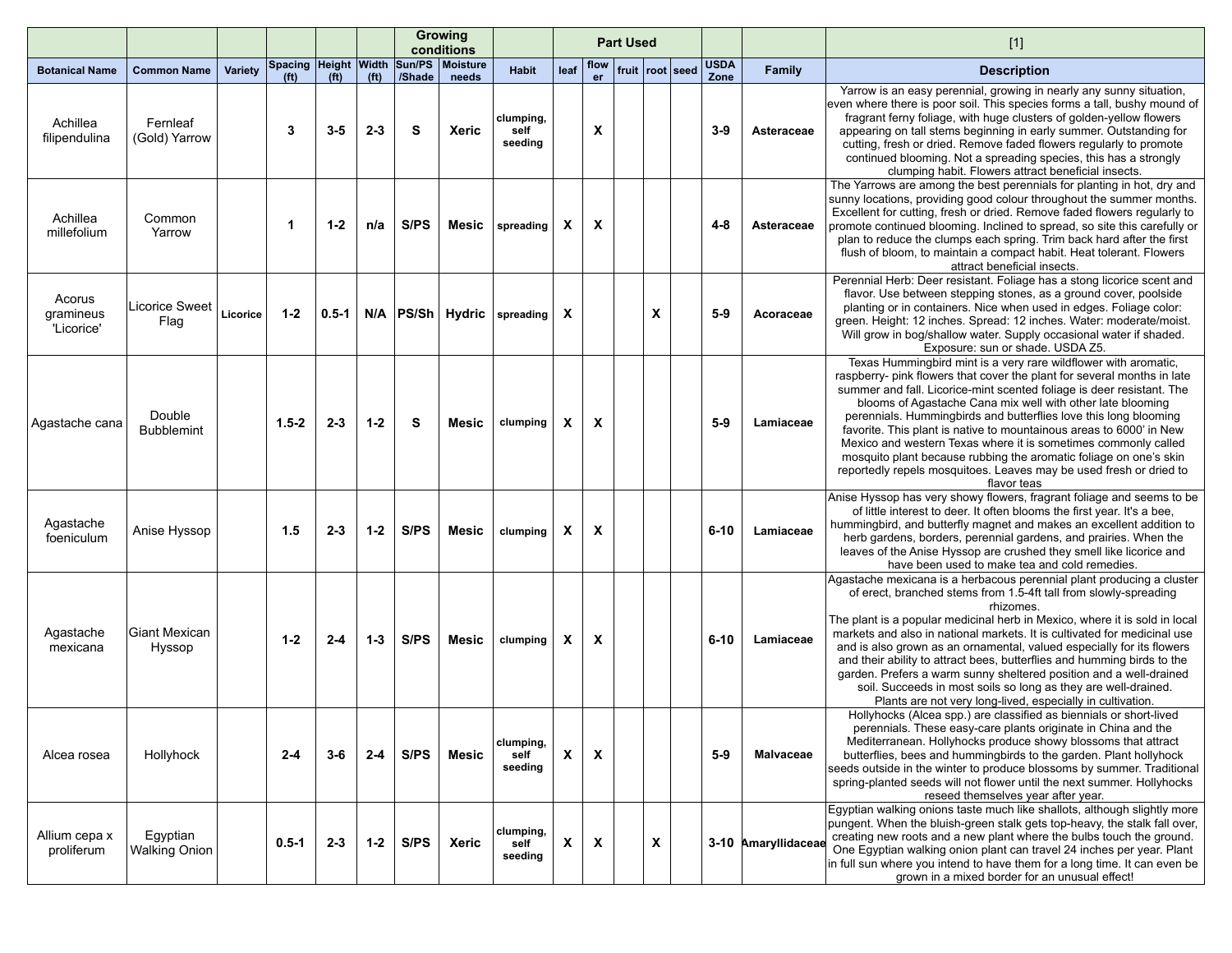| | | | | | | Growing conditions | | | Part Used | | | | | | | [1] |
|---|---|---|---|---|---|---|---|---|---|---|---|---|---|---|---|---|
| **Botanical Name** | **Common Name** | **Variety** | **Spacing (ft)** | **Height (ft)** | **Width (ft)** | **Sun/PS /Shade** | **Moisture needs** | **Habit** | **leaf** | **flower** | **fruit** | **root** | **seed** | **USDA Zone** | **Family** | **Description** |
| Achillea filipendulina | Fernleaf (Gold) Yarrow | | **3** | **3-5** | **2-3** | **S** | **Xeric** | **clumping, self seeding** | | **X** | | | | **3-9** | **Asteraceae** | Yarrow is an easy perennial, growing in nearly any sunny situation, even where there is poor soil. This species forms a tall, bushy mound of fragrant ferny foliage, with huge clusters of golden-yellow flowers appearing on tall stems beginning in early summer. Outstanding for cutting, fresh or dried. Remove faded flowers regularly to promote continued blooming. Not a spreading species, this has a strongly clumping habit. Flowers attract beneficial insects. |
| Achillea millefolium | Common Yarrow | | **1** | **1-2** | **n/a** | **S/PS** | **Mesic** | **spreading** | **X** | **X** | | | | **4-8** | **Asteraceae** | The Yarrows are among the best perennials for planting in hot, dry and sunny locations, providing good colour throughout the summer months. Excellent for cutting, fresh or dried. Remove faded flowers regularly to promote continued blooming. Inclined to spread, so site this carefully or plan to reduce the clumps each spring. Trim back hard after the first flush of bloom, to maintain a compact habit. Heat tolerant. Flowers attract beneficial insects. |
| Acorus gramineus 'Licorice' | Licorice Sweet Flag | **Licorice** | **1-2** | **0.5-1** | **N/A** | **PS/Sh** | **Hydric** | **spreading** | **X** | | | **X** | | **5-9** | **Acoraceae** | Perennial Herb: Deer resistant. Foliage has a stong licorice scent and flavor. Use between stepping stones, as a ground cover, poolside planting or in containers. Nice when used in edges. Foliage color: green. Height: 12 inches. Spread: 12 inches. Water: moderate/moist. Will grow in bog/shallow water. Supply occasional water if shaded. Exposure: sun or shade. USDA Z5. |
| Agastache cana | Double Bubblemint | | **1.5-2** | **2-3** | **1-2** | **S** | **Mesic** | **clumping** | **X** | **X** | | | | **5-9** | **Lamiaceae** | Texas Hummingbird mint is a very rare wildflower with aromatic, raspberry- pink flowers that cover the plant for several months in late summer and fall. Licorice-mint scented foliage is deer resistant. The blooms of Agastache Cana mix well with other late blooming perennials. Hummingbirds and butterflies love this long blooming favorite. This plant is native to mountainous areas to 6000' in New Mexico and western Texas where it is sometimes commonly called mosquito plant because rubbing the aromatic foliage on one's skin reportedly repels mosquitoes. Leaves may be used fresh or dried to flavor teas |
| Agastache foeniculum | Anise Hyssop | | **1.5** | **2-3** | **1-2** | **S/PS** | **Mesic** | **clumping** | **X** | **X** | | | | **6-10** | **Lamiaceae** | Anise Hyssop has very showy flowers, fragrant foliage and seems to be of little interest to deer. It often blooms the first year. It's a bee, hummingbird, and butterfly magnet and makes an excellent addition to herb gardens, borders, perennial gardens, and prairies. When the leaves of the Anise Hyssop are crushed they smell like licorice and have been used to make tea and cold remedies. |
| Agastache mexicana | Giant Mexican Hyssop | | **1-2** | **2-4** | **1-3** | **S/PS** | **Mesic** | **clumping** | **X** | **X** | | | | **6-10** | **Lamiaceae** | Agastache mexicana is a herbacous perennial plant producing a cluster of erect, branched stems from 1.5-4ft tall from slowly-spreading rhizomes. The plant is a popular medicinal herb in Mexico, where it is sold in local markets and also in national markets. It is cultivated for medicinal use and is also grown as an ornamental, valued especially for its flowers and their ability to attract bees, butterflies and humming birds to the garden. Prefers a warm sunny sheltered position and a well-drained soil. Succeeds in most soils so long as they are well-drained. Plants are not very long-lived, especially in cultivation. |
| Alcea rosea | Hollyhock | | **2-4** | **3-6** | **2-4** | **S/PS** | **Mesic** | **clumping, self seeding** | **X** | **X** | | | | **5-9** | **Malvaceae** | Hollyhocks (Alcea spp.) are classified as biennials or short-lived perennials. These easy-care plants originate in China and the Mediterranean. Hollyhocks produce showy blossoms that attract butterflies, bees and hummingbirds to the garden. Plant hollyhock seeds outside in the winter to produce blossoms by summer. Traditional spring-planted seeds will not flower until the next summer. Hollyhocks reseed themselves year after year. |
| Allium cepa x proliferum | Egyptian Walking Onion | | **0.5-1** | **2-3** | **1-2** | **S/PS** | **Xeric** | **clumping, self seeding** | **X** | **X** | | **X** | | **3-10** | **Amaryllidaceae** | Egyptian walking onions taste much like shallots, although slightly more pungent. When the bluish-green stalk gets top-heavy, the stalk fall over, creating new roots and a new plant where the bulbs touch the ground. One Egyptian walking onion plant can travel 24 inches per year. Plant in full sun where you intend to have them for a long time. It can even be grown in a mixed border for an unusual effect! |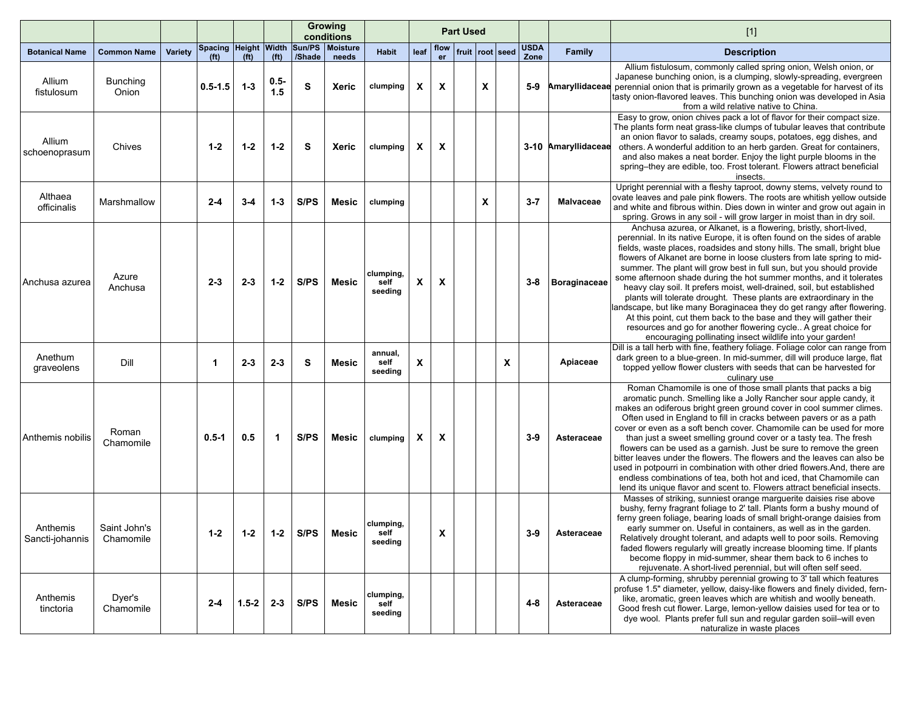| | | | | | | Growing conditions | | | Part Used | | | | | | | [1] |
|---|---|---|---|---|---|---|---|---|---|---|---|---|---|---|---|---|
| **Botanical Name** | **Common Name** | **Variety** | **Spacing (ft)** | **Height (ft)** | **Width (ft)** | **Sun/PS /Shade** | **Moisture needs** | **Habit** | **leaf** | **flower** | **fruit** | **root** | **seed** | **USDA Zone** | **Family** | **Description** |
| Allium fistulosum | Bunching Onion | | **0.5-1.5** | **1-3** | **0.5-1.5** | **S** | **Xeric** | **clumping** | **X** | **X** | | **X** | | **5-9** | **Amaryllidaceae** | Allium fistulosum, commonly called spring onion, Welsh onion, or Japanese bunching onion, is a clumping, slowly-spreading, evergreen perennial onion that is primarily grown as a vegetable for harvest of its tasty onion-flavored leaves. This bunching onion was developed in Asia from a wild relative native to China. |
| Allium schoenoprasum | Chives | | **1-2** | **1-2** | **1-2** | **S** | **Xeric** | **clumping** | **X** | **X** | | | | **3-10** | **Amaryllidaceae** | Easy to grow, onion chives pack a lot of flavor for their compact size. The plants form neat grass-like clumps of tubular leaves that contribute an onion flavor to salads, creamy soups, potatoes, egg dishes, and others. A wonderful addition to an herb garden. Great for containers, and also makes a neat border. Enjoy the light purple blooms in the spring–they are edible, too. Frost tolerant. Flowers attract beneficial insects. |
| Althaea officinalis | Marshmallow | | **2-4** | **3-4** | **1-3** | **S/PS** | **Mesic** | **clumping** | | | | **X** | | **3-7** | **Malvaceae** | Upright perennial with a fleshy taproot, downy stems, velvety round to ovate leaves and pale pink flowers. The roots are whitish yellow outside and white and fibrous within. Dies down in winter and grow out again in spring. Grows in any soil - will grow larger in moist than in dry soil. |
| Anchusa azurea | Azure Anchusa | | **2-3** | **2-3** | **1-2** | **S/PS** | **Mesic** | **clumping, self seeding** | **X** | **X** | | | | **3-8** | **Boraginaceae** | Anchusa azurea, or Alkanet, is a flowering, bristly, short-lived, perennial. In its native Europe, it is often found on the sides of arable fields, waste places, roadsides and stony hills. The small, bright blue flowers of Alkanet are borne in loose clusters from late spring to mid-summer. The plant will grow best in full sun, but you should provide some afternoon shade during the hot summer months, and it tolerates heavy clay soil. It prefers moist, well-drained, soil, but established plants will tolerate drought. These plants are extraordinary in the landscape, but like many Boraginacea they do get rangy after flowering. At this point, cut them back to the base and they will gather their resources and go for another flowering cycle.. A great choice for encouraging pollinating insect wildlife into your garden! |
| Anethum graveolens | Dill | | **1** | **2-3** | **2-3** | **S** | **Mesic** | **annual, self seeding** | **X** | | | | **X** | | **Apiaceae** | Dill is a tall herb with fine, feathery foliage. Foliage color can range from dark green to a blue-green. In mid-summer, dill will produce large, flat topped yellow flower clusters with seeds that can be harvested for culinary use |
| Anthemis nobilis | Roman Chamomile | | **0.5-1** | **0.5** | **1** | **S/PS** | **Mesic** | **clumping** | **X** | **X** | | | | **3-9** | **Asteraceae** | Roman Chamomile is one of those small plants that packs a big aromatic punch. Smelling like a Jolly Rancher sour apple candy, it makes an odiferous bright green ground cover in cool summer climes. Often used in England to fill in cracks between pavers or as a path cover or even as a soft bench cover. Chamomile can be used for more than just a sweet smelling ground cover or a tasty tea. The fresh flowers can be used as a garnish. Just be sure to remove the green bitter leaves under the flowers. The flowers and the leaves can also be used in potpourri in combination with other dried flowers.And, there are endless combinations of tea, both hot and iced, that Chamomile can lend its unique flavor and scent to. Flowers attract beneficial insects. |
| Anthemis Sancti-johannis | Saint John's Chamomile | | **1-2** | **1-2** | **1-2** | **S/PS** | **Mesic** | **clumping, self seeding** | | **X** | | | | **3-9** | **Asteraceae** | Masses of striking, sunniest orange marguerite daisies rise above bushy, ferny fragrant foliage to 2' tall. Plants form a bushy mound of ferny green foliage, bearing loads of small bright-orange daisies from early summer on. Useful in containers, as well as in the garden. Relatively drought tolerant, and adapts well to poor soils. Removing faded flowers regularly will greatly increase blooming time. If plants become floppy in mid-summer, shear them back to 6 inches to rejuvenate. A short-lived perennial, but will often self seed. |
| Anthemis tinctoria | Dyer's Chamomile | | **2-4** | **1.5-2** | **2-3** | **S/PS** | **Mesic** | **clumping, self seeding** | | | | | | **4-8** | **Asteraceae** | A clump-forming, shrubby perennial growing to 3' tall which features profuse 1.5" diameter, yellow, daisy-like flowers and finely divided, fern-like, aromatic, green leaves which are whitish and woolly beneath. Good fresh cut flower. Large, lemon-yellow daisies used for tea or to dye wool. Plants prefer full sun and regular garden soiil–will even naturalize in waste places |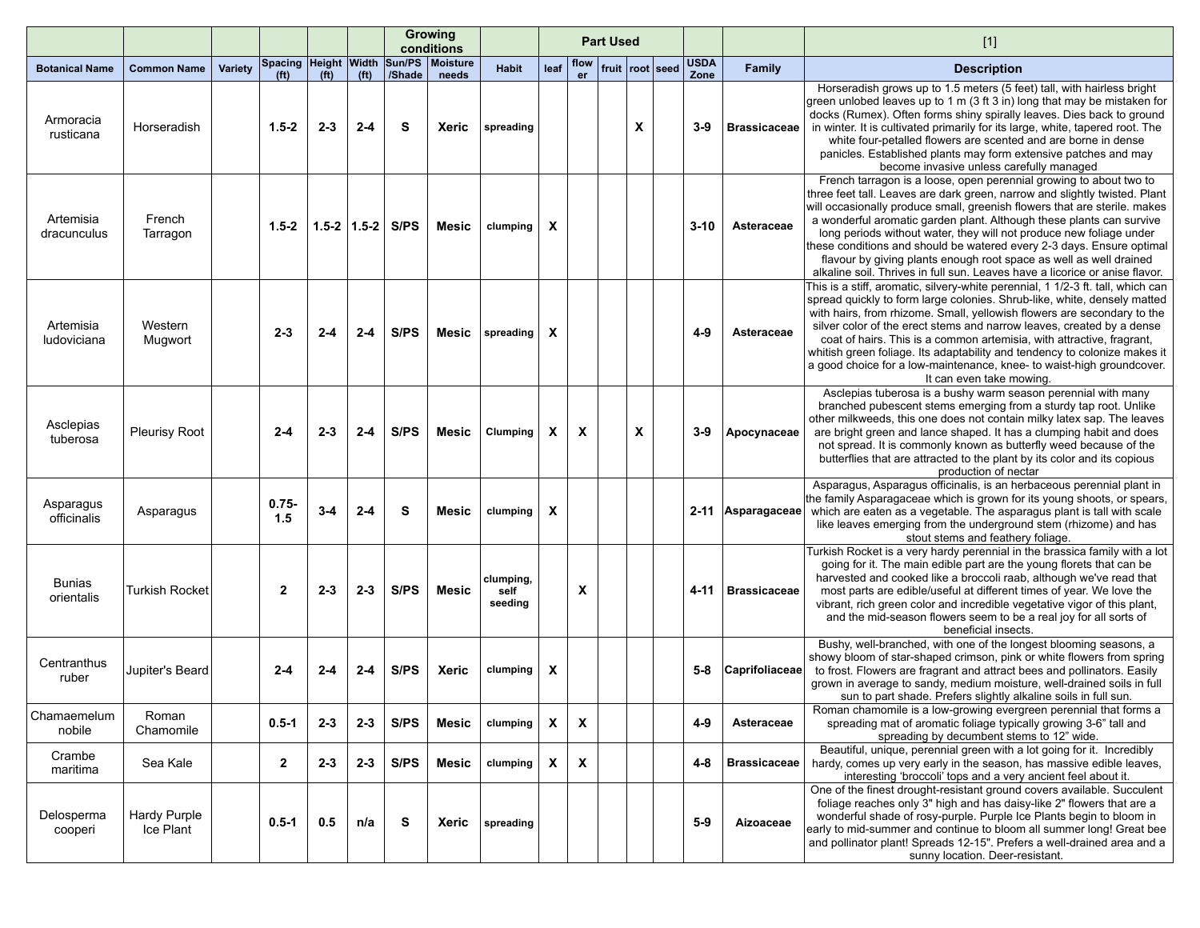| | | | | | | Growing conditions | | | Part Used | | | | | | | [1] |
|---|---|---|---|---|---|---|---|---|---|---|---|---|---|---|---|---|
| Botanical Name | Common Name | Variety | Spacing (ft) | Height (ft) | Width (ft) | Sun/PS /Shade | Moisture needs | Habit | leaf | flower | fruit | root | seed | USDA Zone | Family | Description |
| Armoracia rusticana | Horseradish | | **1.5-2** | **2-3** | **2-4** | **S** | **Xeric** | **spreading** | | | | **X** | | **3-9** | **Brassicaceae** | Horseradish grows up to 1.5 meters (5 feet) tall, with hairless bright green unlobed leaves up to 1 m (3 ft 3 in) long that may be mistaken for docks (Rumex). Often forms shiny spirally leaves. Dies back to ground in winter. It is cultivated primarily for its large, white, tapered root. The white four-petalled flowers are scented and are borne in dense panicles. Established plants may form extensive patches and may become invasive unless carefully managed |
| Artemisia dracunculus | French Tarragon | | **1.5-2** | **1.5-2** | **1.5-2** | **S/PS** | **Mesic** | **clumping** | **X** | | | | | **3-10** | **Asteraceae** | French tarragon is a loose, open perennial growing to about two to three feet tall. Leaves are dark green, narrow and slightly twisted. Plant will occasionally produce small, greenish flowers that are sterile. makes a wonderful aromatic garden plant. Although these plants can survive long periods without water, they will not produce new foliage under these conditions and should be watered every 2-3 days. Ensure optimal flavour by giving plants enough root space as well as well drained alkaline soil. Thrives in full sun. Leaves have a licorice or anise flavor. |
| Artemisia ludoviciana | Western Mugwort | | **2-3** | **2-4** | **2-4** | **S/PS** | **Mesic** | **spreading** | **X** | | | | | **4-9** | **Asteraceae** | This is a stiff, aromatic, silvery-white perennial, 1 1/2-3 ft. tall, which can spread quickly to form large colonies. Shrub-like, white, densely matted with hairs, from rhizome. Small, yellowish flowers are secondary to the silver color of the erect stems and narrow leaves, created by a dense coat of hairs. This is a common artemisia, with attractive, fragrant, whitish green foliage. Its adaptability and tendency to colonize makes it a good choice for a low-maintenance, knee- to waist-high groundcover. It can even take mowing. |
| Asclepias tuberosa | Pleurisy Root | | **2-4** | **2-3** | **2-4** | **S/PS** | **Mesic** | **Clumping** | **X** | **X** | | **X** | | **3-9** | **Apocynaceae** | Asclepias tuberosa is a bushy warm season perennial with many branched pubescent stems emerging from a sturdy tap root. Unlike other milkweeds, this one does not contain milky latex sap. The leaves are bright green and lance shaped. It has a clumping habit and does not spread. It is commonly known as butterfly weed because of the butterflies that are attracted to the plant by its color and its copious production of nectar |
| Asparagus officinalis | Asparagus | | **0.75-1.5** | **3-4** | **2-4** | **S** | **Mesic** | **clumping** | **X** | | | | | **2-11** | **Asparagaceae** | Asparagus, Asparagus officinalis, is an herbaceous perennial plant in the family Asparagaceae which is grown for its young shoots, or spears, which are eaten as a vegetable. The asparagus plant is tall with scale like leaves emerging from the underground stem (rhizome) and has stout stems and feathery foliage. |
| Bunias orientalis | Turkish Rocket | | **2** | **2-3** | **2-3** | **S/PS** | **Mesic** | **clumping, self seeding** | | **X** | | | | **4-11** | **Brassicaceae** | Turkish Rocket is a very hardy perennial in the brassica family with a lot going for it. The main edible part are the young florets that can be harvested and cooked like a broccoli raab, although we've read that most parts are edible/useful at different times of year. We love the vibrant, rich green color and incredible vegetative vigor of this plant, and the mid-season flowers seem to be a real joy for all sorts of beneficial insects. |
| Centranthus ruber | Jupiter's Beard | | **2-4** | **2-4** | **2-4** | **S/PS** | **Xeric** | **clumping** | **X** | | | | | **5-8** | **Caprifoliaceae** | Bushy, well-branched, with one of the longest blooming seasons, a showy bloom of star-shaped crimson, pink or white flowers from spring to frost. Flowers are fragrant and attract bees and pollinators. Easily grown in average to sandy, medium moisture, well-drained soils in full sun to part shade. Prefers slightly alkaline soils in full sun. |
| Chamaemelum nobile | Roman Chamomile | | **0.5-1** | **2-3** | **2-3** | **S/PS** | **Mesic** | **clumping** | **X** | **X** | | | | **4-9** | **Asteraceae** | Roman chamomile is a low-growing evergreen perennial that forms a spreading mat of aromatic foliage typically growing 3-6” tall and spreading by decumbent stems to 12” wide. |
| Crambe maritima | Sea Kale | | **2** | **2-3** | **2-3** | **S/PS** | **Mesic** | **clumping** | **X** | **X** | | | | **4-8** | **Brassicaceae** | Beautiful, unique, perennial green with a lot going for it. Incredibly hardy, comes up very early in the season, has massive edible leaves, interesting ‘broccoli’ tops and a very ancient feel about it. |
| Delosperma cooperi | Hardy Purple Ice Plant | | **0.5-1** | **0.5** | **n/a** | **S** | **Xeric** | **spreading** | | | | | | **5-9** | **Aizoaceae** | One of the finest drought-resistant ground covers available. Succulent foliage reaches only 3" high and has daisy-like 2" flowers that are a wonderful shade of rosy-purple. Purple Ice Plants begin to bloom in early to mid-summer and continue to bloom all summer long! Great bee and pollinator plant! Spreads 12-15". Prefers a well-drained area and a sunny location. Deer-resistant. |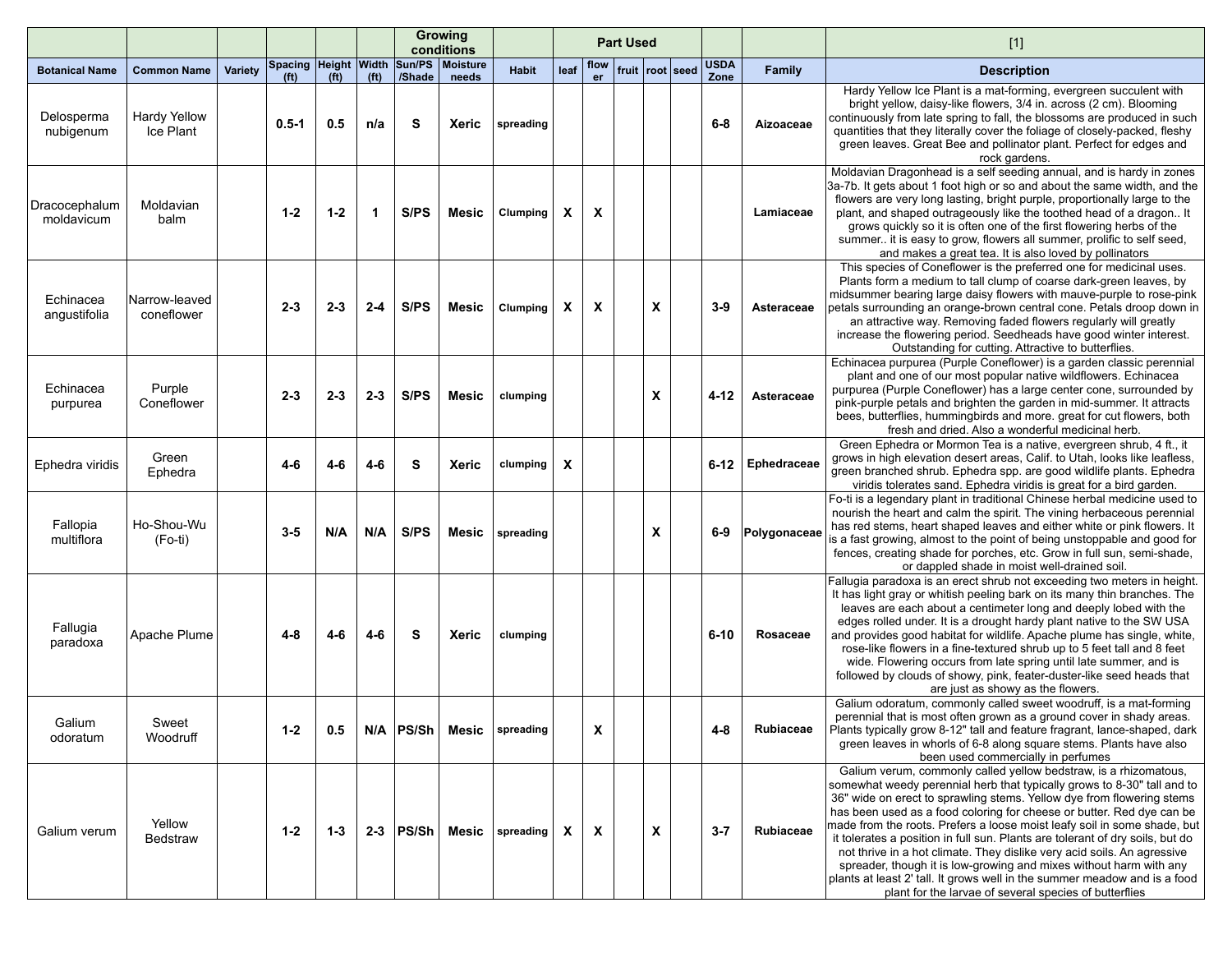| | | | | | | Growing conditions | | | Part Used | | | | | | | [1] |
|---|---|---|---|---|---|---|---|---|---|---|---|---|---|---|---|---|
| **Botanical Name** | **Common Name** | **Variety** | **Spacing (ft)** | **Height (ft)** | **Width (ft)** | **Sun/PS /Shade** | **Moisture needs** | **Habit** | **leaf** | **flower** | **fruit** | **root** | **seed** | **USDA Zone** | **Family** | **Description** |
| Delosperma nubigenum | Hardy Yellow Ice Plant | | **0.5-1** | **0.5** | **n/a** | **S** | **Xeric** | **spreading** | | | | | | **6-8** | **Aizoaceae** | Hardy Yellow Ice Plant is a mat-forming, evergreen succulent with bright yellow, daisy-like flowers, 3/4 in. across (2 cm). Blooming continuously from late spring to fall, the blossoms are produced in such quantities that they literally cover the foliage of closely-packed, fleshy green leaves. Great Bee and pollinator plant. Perfect for edges and rock gardens. |
| Dracocephalum moldavicum | Moldavian balm | | **1-2** | **1-2** | **1** | **S/PS** | **Mesic** | **Clumping** | **X** | **X** | | | | | **Lamiaceae** | Moldavian Dragonhead is a self seeding annual, and is hardy in zones 3a-7b. It gets about 1 foot high or so and about the same width, and the flowers are very long lasting, bright purple, proportionally large to the plant, and shaped outrageously like the toothed head of a dragon.. It grows quickly so it is often one of the first flowering herbs of the summer.. it is easy to grow, flowers all summer, prolific to self seed, and makes a great tea. It is also loved by pollinators |
| Echinacea angustifolia | Narrow-leaved coneflower | | **2-3** | **2-3** | **2-4** | **S/PS** | **Mesic** | **Clumping** | **X** | **X** | | **X** | | **3-9** | **Asteraceae** | This species of Coneflower is the preferred one for medicinal uses. Plants form a medium to tall clump of coarse dark-green leaves, by midsummer bearing large daisy flowers with mauve-purple to rose-pink petals surrounding an orange-brown central cone. Petals droop down in an attractive way. Removing faded flowers regularly will greatly increase the flowering period. Seedheads have good winter interest. Outstanding for cutting. Attractive to butterflies. |
| Echinacea purpurea | Purple Coneflower | | **2-3** | **2-3** | **2-3** | **S/PS** | **Mesic** | **clumping** | | | | **X** | | **4-12** | **Asteraceae** | Echinacea purpurea (Purple Coneflower) is a garden classic perennial plant and one of our most popular native wildflowers. Echinacea purpurea (Purple Coneflower) has a large center cone, surrounded by pink-purple petals and brighten the garden in mid-summer. It attracts bees, butterflies, hummingbirds and more. great for cut flowers, both fresh and dried. Also a wonderful medicinal herb. |
| Ephedra viridis | Green Ephedra | | **4-6** | **4-6** | **4-6** | **S** | **Xeric** | **clumping** | **X** | | | | | **6-12** | **Ephedraceae** | Green Ephedra or Mormon Tea is a native, evergreen shrub, 4 ft., it grows in high elevation desert areas, Calif. to Utah, looks like leafless, green branched shrub. Ephedra spp. are good wildlife plants. Ephedra viridis tolerates sand. Ephedra viridis is great for a bird garden. |
| Fallopia multiflora | Ho-Shou-Wu (Fo-ti) | | **3-5** | **N/A** | **N/A** | **S/PS** | **Mesic** | **spreading** | | | | **X** | | **6-9** | **Polygonaceae** | Fo-ti is a legendary plant in traditional Chinese herbal medicine used to nourish the heart and calm the spirit. The vining herbaceous perennial has red stems, heart shaped leaves and either white or pink flowers. It is a fast growing, almost to the point of being unstoppable and good for fences, creating shade for porches, etc. Grow in full sun, semi-shade, or dappled shade in moist well-drained soil. |
| Fallugia paradoxa | Apache Plume | | **4-8** | **4-6** | **4-6** | **S** | **Xeric** | **clumping** | | | | | | **6-10** | **Rosaceae** | Fallugia paradoxa is an erect shrub not exceeding two meters in height. It has light gray or whitish peeling bark on its many thin branches. The leaves are each about a centimeter long and deeply lobed with the edges rolled under. It is a drought hardy plant native to the SW USA and provides good habitat for wildlife. Apache plume has single, white, rose-like flowers in a fine-textured shrub up to 5 feet tall and 8 feet wide. Flowering occurs from late spring until late summer, and is followed by clouds of showy, pink, feater-duster-like seed heads that are just as showy as the flowers. |
| Galium odoratum | Sweet Woodruff | | **1-2** | **0.5** | **N/A** | **PS/Sh** | **Mesic** | **spreading** | | **X** | | | | **4-8** | **Rubiaceae** | Galium odoratum, commonly called sweet woodruff, is a mat-forming perennial that is most often grown as a ground cover in shady areas. Plants typically grow 8-12" tall and feature fragrant, lance-shaped, dark green leaves in whorls of 6-8 along square stems. Plants have also been used commercially in perfumes |
| Galium verum | Yellow Bedstraw | | **1-2** | **1-3** | **2-3** | **PS/Sh** | **Mesic** | **spreading** | **X** | **X** | | **X** | | **3-7** | **Rubiaceae** | Galium verum, commonly called yellow bedstraw, is a rhizomatous, somewhat weedy perennial herb that typically grows to 8-30" tall and to 36" wide on erect to sprawling stems. Yellow dye from flowering stems has been used as a food coloring for cheese or butter. Red dye can be made from the roots. Prefers a loose moist leafy soil in some shade, but it tolerates a position in full sun. Plants are tolerant of dry soils, but do not thrive in a hot climate. They dislike very acid soils. An agressive spreader, though it is low-growing and mixes without harm with any plants at least 2' tall. It grows well in the summer meadow and is a food plant for the larvae of several species of butterflies |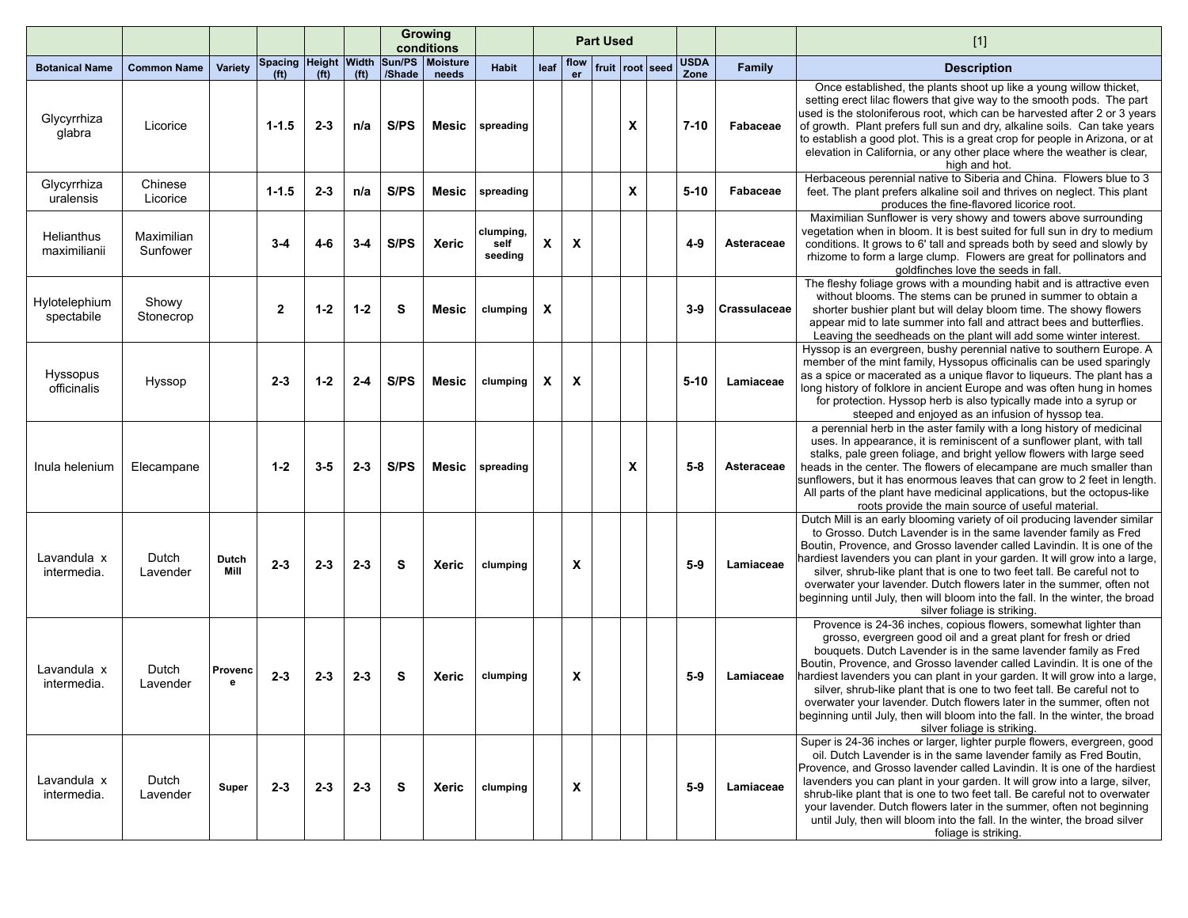| | | | | | | Growing conditions | | | Part Used | | | | | | | [1] |
|---|---|---|---|---|---|---|---|---|---|---|---|---|---|---|---|---|
| **Botanical Name** | **Common Name** | **Variety** | **Spacing (ft)** | **Height (ft)** | **Width (ft)** | **Sun/PS /Shade** | **Moisture needs** | **Habit** | **leaf** | **flower** | **fruit** | **root** | **seed** | **USDA Zone** | **Family** | **Description** |
| Glycyrrhiza glabra | Licorice | | **1-1.5** | **2-3** | **n/a** | **S/PS** | **Mesic** | **spreading** | | | | **X** | | **7-10** | **Fabaceae** | Once established, the plants shoot up like a young willow thicket, setting erect lilac flowers that give way to the smooth pods. The part used is the stoloniferous root, which can be harvested after 2 or 3 years of growth. Plant prefers full sun and dry, alkaline soils. Can take years to establish a good plot. This is a great crop for people in Arizona, or at elevation in California, or any other place where the weather is clear, high and hot. |
| Glycyrrhiza uralensis | Chinese Licorice | | **1-1.5** | **2-3** | **n/a** | **S/PS** | **Mesic** | **spreading** | | | | **X** | | **5-10** | **Fabaceae** | Herbaceous perennial native to Siberia and China. Flowers blue to 3 feet. The plant prefers alkaline soil and thrives on neglect. This plant produces the fine-flavored licorice root. |
| Helianthus maximilianii | Maximilian Sunfower | | **3-4** | **4-6** | **3-4** | **S/PS** | **Xeric** | **clumping, self seeding** | **X** | **X** | | | | **4-9** | **Asteraceae** | Maximilian Sunflower is very showy and towers above surrounding vegetation when in bloom. It is best suited for full sun in dry to medium conditions. It grows to 6' tall and spreads both by seed and slowly by rhizome to form a large clump. Flowers are great for pollinators and goldfinches love the seeds in fall. |
| Hylotelephium spectabile | Showy Stonecrop | | **2** | **1-2** | **1-2** | **S** | **Mesic** | **clumping** | **X** | | | | | **3-9** | **Crassulaceae** | The fleshy foliage grows with a mounding habit and is attractive even without blooms. The stems can be pruned in summer to obtain a shorter bushier plant but will delay bloom time. The showy flowers appear mid to late summer into fall and attract bees and butterflies. Leaving the seedheads on the plant will add some winter interest. |
| Hyssopus officinalis | Hyssop | | **2-3** | **1-2** | **2-4** | **S/PS** | **Mesic** | **clumping** | **X** | **X** | | | | **5-10** | **Lamiaceae** | Hyssop is an evergreen, bushy perennial native to southern Europe. A member of the mint family, Hyssopus officinalis can be used sparingly as a spice or macerated as a unique flavor to liqueurs. The plant has a long history of folklore in ancient Europe and was often hung in homes for protection. Hyssop herb is also typically made into a syrup or steeped and enjoyed as an infusion of hyssop tea. |
| Inula helenium | Elecampane | | **1-2** | **3-5** | **2-3** | **S/PS** | **Mesic** | **spreading** | | | | **X** | | **5-8** | **Asteraceae** | a perennial herb in the aster family with a long history of medicinal uses. In appearance, it is reminiscent of a sunflower plant, with tall stalks, pale green foliage, and bright yellow flowers with large seed heads in the center. The flowers of elecampane are much smaller than sunflowers, but it has enormous leaves that can grow to 2 feet in length. All parts of the plant have medicinal applications, but the octopus-like roots provide the main source of useful material. |
| Lavandula x intermedia. | Dutch Lavender | **Dutch Mill** | **2-3** | **2-3** | **2-3** | **S** | **Xeric** | **clumping** | | **X** | | | | **5-9** | **Lamiaceae** | Dutch Mill is an early blooming variety of oil producing lavender similar to Grosso. Dutch Lavender is in the same lavender family as Fred Boutin, Provence, and Grosso lavender called Lavindin. It is one of the hardiest lavenders you can plant in your garden. It will grow into a large, silver, shrub-like plant that is one to two feet tall. Be careful not to overwater your lavender. Dutch flowers later in the summer, often not beginning until July, then will bloom into the fall. In the winter, the broad silver foliage is striking. |
| Lavandula x intermedia. | Dutch Lavender | **Provence** | **2-3** | **2-3** | **2-3** | **S** | **Xeric** | **clumping** | | **X** | | | | **5-9** | **Lamiaceae** | Provence is 24-36 inches, copious flowers, somewhat lighter than grosso, evergreen good oil and a great plant for fresh or dried bouquets. Dutch Lavender is in the same lavender family as Fred Boutin, Provence, and Grosso lavender called Lavindin. It is one of the hardiest lavenders you can plant in your garden. It will grow into a large, silver, shrub-like plant that is one to two feet tall. Be careful not to overwater your lavender. Dutch flowers later in the summer, often not beginning until July, then will bloom into the fall. In the winter, the broad silver foliage is striking. |
| Lavandula x intermedia. | Dutch Lavender | **Super** | **2-3** | **2-3** | **2-3** | **S** | **Xeric** | **clumping** | | **X** | | | | **5-9** | **Lamiaceae** | Super is 24-36 inches or larger, lighter purple flowers, evergreen, good oil. Dutch Lavender is in the same lavender family as Fred Boutin, Provence, and Grosso lavender called Lavindin. It is one of the hardiest lavenders you can plant in your garden. It will grow into a large, silver, shrub-like plant that is one to two feet tall. Be careful not to overwater your lavender. Dutch flowers later in the summer, often not beginning until July, then will bloom into the fall. In the winter, the broad silver foliage is striking. |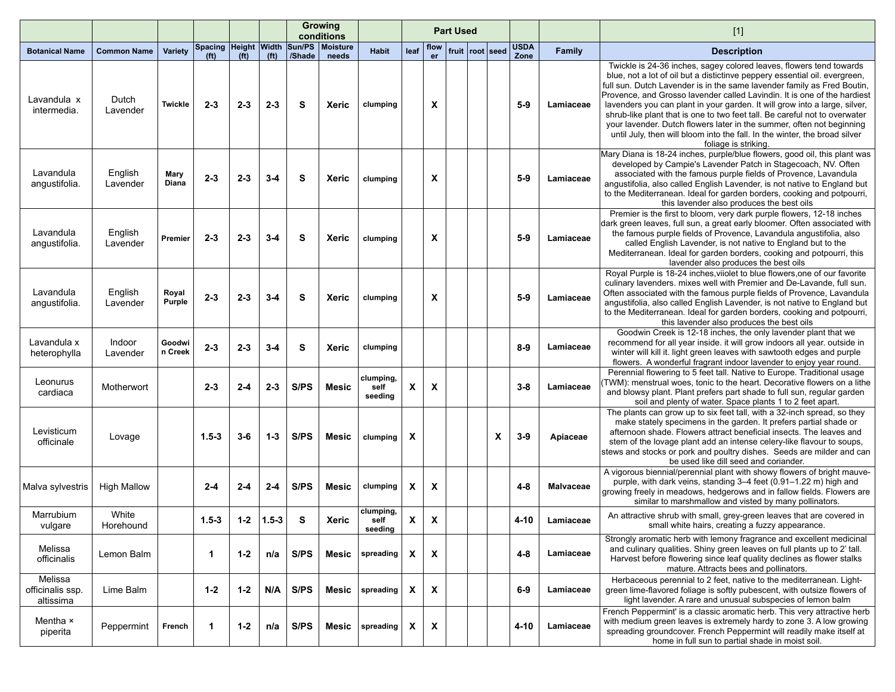| | | | | | | Growing conditions | | | Part Used | | | | | | | [1] |
|---|---|---|---|---|---|---|---|---|---|---|---|---|---|---|---|---|
| Botanical Name | Common Name | Variety | Spacing (ft) | Height (ft) | Width (ft) | Sun/PS /Shade | Moisture needs | Habit | leaf | flower | fruit | root | seed | USDA Zone | Family | Description |
| Lavandula x intermedia. | Dutch Lavender | Twickle | 2-3 | 2-3 | 2-3 | S | Xeric | clumping | | X | | | | 5-9 | Lamiaceae | Twickle is 24-36 inches, sagey colored leaves, flowers tend towards blue, not a lot of oil but a distictinve peppery essential oil. evergreen, full sun. Dutch Lavender is in the same lavender family as Fred Boutin, Provence, and Grosso lavender called Lavindin. It is one of the hardiest lavenders you can plant in your garden. It will grow into a large, silver, shrub-like plant that is one to two feet tall. Be careful not to overwater your lavender. Dutch flowers later in the summer, often not beginning until July, then will bloom into the fall. In the winter, the broad silver foliage is striking. |
| Lavandula angustifolia. | English Lavender | Mary Diana | 2-3 | 2-3 | 3-4 | S | Xeric | clumping | | X | | | | 5-9 | Lamiaceae | Mary Diana is 18-24 inches, purple/blue flowers, good oil, this plant was developed by Campie's Lavender Patch in Stagecoach, NV. Often associated with the famous purple fields of Provence, Lavandula angustifolia, also called English Lavender, is not native to England but to the Mediterranean. Ideal for garden borders, cooking and potpourri, this lavender also produces the best oils |
| Lavandula angustifolia. | English Lavender | Premier | 2-3 | 2-3 | 3-4 | S | Xeric | clumping | | X | | | | 5-9 | Lamiaceae | Premier is the first to bloom, very dark purple flowers, 12-18 inches dark green leaves, full sun, a great early bloomer. Often associated with the famous purple fields of Provence, Lavandula angustifolia, also called English Lavender, is not native to England but to the Mediterranean. Ideal for garden borders, cooking and potpourri, this lavender also produces the best oils |
| Lavandula angustifolia. | English Lavender | Royal Purple | 2-3 | 2-3 | 3-4 | S | Xeric | clumping | | X | | | | 5-9 | Lamiaceae | Royal Purple is 18-24 inches,viiolet to blue flowers,one of our favorite culinary lavenders. mixes well with Premier and De-Lavande, full sun. Often associated with the famous purple fields of Provence, Lavandula angustifolia, also called English Lavender, is not native to England but to the Mediterranean. Ideal for garden borders, cooking and potpourri, this lavender also produces the best oils |
| Lavandula x heterophylla | Indoor Lavender | Goodwin Creek | 2-3 | 2-3 | 3-4 | S | Xeric | clumping | | | | | | 8-9 | Lamiaceae | Goodwin Creek is 12-18 inches, the only lavender plant that we recommend for all year inside. it will grow indoors all year. outside in winter will kill it. light green leaves with sawtooth edges and purple flowers. A wonderful fragrant indoor lavender to enjoy year round. |
| Leonurus cardiaca | Motherwort | | 2-3 | 2-4 | 2-3 | S/PS | Mesic | clumping, self seeding | X | X | | | | 3-8 | Lamiaceae | Perennial flowering to 5 feet tall. Native to Europe. Traditional usage (TWM): menstrual woes, tonic to the heart. Decorative flowers on a lithe and blowsy plant. Plant prefers part shade to full sun, regular garden soil and plenty of water. Space plants 1 to 2 feet apart. |
| Levisticum officinale | Lovage | | 1.5-3 | 3-6 | 1-3 | S/PS | Mesic | clumping | X | | | | X | 3-9 | Apiaceae | The plants can grow up to six feet tall, with a 32-inch spread, so they make stately specimens in the garden. It prefers partial shade or afternoon shade. Flowers attract beneficial insects. The leaves and stem of the lovage plant add an intense celery-like flavour to soups, stews and stocks or pork and poultry dishes. Seeds are milder and can be used like dill seed and coriander. |
| Malva sylvestris | High Mallow | | 2-4 | 2-4 | 2-4 | S/PS | Mesic | clumping | X | X | | | | 4-8 | Malvaceae | A vigorous biennial/perennial plant with showy flowers of bright mauve-purple, with dark veins, standing 3–4 feet (0.91–1.22 m) high and growing freely in meadows, hedgerows and in fallow fields. Flowers are similar to marshmallow and visted by many pollinators. |
| Marrubium vulgare | White Horehound | | 1.5-3 | 1-2 | 1.5-3 | S | Xeric | clumping, self seeding | X | X | | | | 4-10 | Lamiaceae | An attractive shrub with small, grey-green leaves that are covered in small white hairs, creating a fuzzy appearance. |
| Melissa officinalis | Lemon Balm | | 1 | 1-2 | n/a | S/PS | Mesic | spreading | X | X | | | | 4-8 | Lamiaceae | Strongly aromatic herb with lemony fragrance and excellent medicinal and culinary qualities. Shiny green leaves on full plants up to 2' tall. Harvest before flowering since leaf quality declines as flower stalks mature. Attracts bees and pollinators. |
| Melissa officinalis ssp. altissima | Lime Balm | | 1-2 | 1-2 | N/A | S/PS | Mesic | spreading | X | X | | | | 6-9 | Lamiaceae | Herbaceous perennial to 2 feet, native to the mediterranean. Light-green lime-flavored foliage is softly pubescent, with outsize flowers of light lavender. A rare and unusual subspecies of lemon balm |
| Mentha × piperita | Peppermint | French | 1 | 1-2 | n/a | S/PS | Mesic | spreading | X | X | | | | 4-10 | Lamiaceae | French Peppermint' is a classic aromatic herb. This very attractive herb with medium green leaves is extremely hardy to zone 3. A low growing spreading groundcover. French Peppermint will readily make itself at home in full sun to partial shade in moist soil. |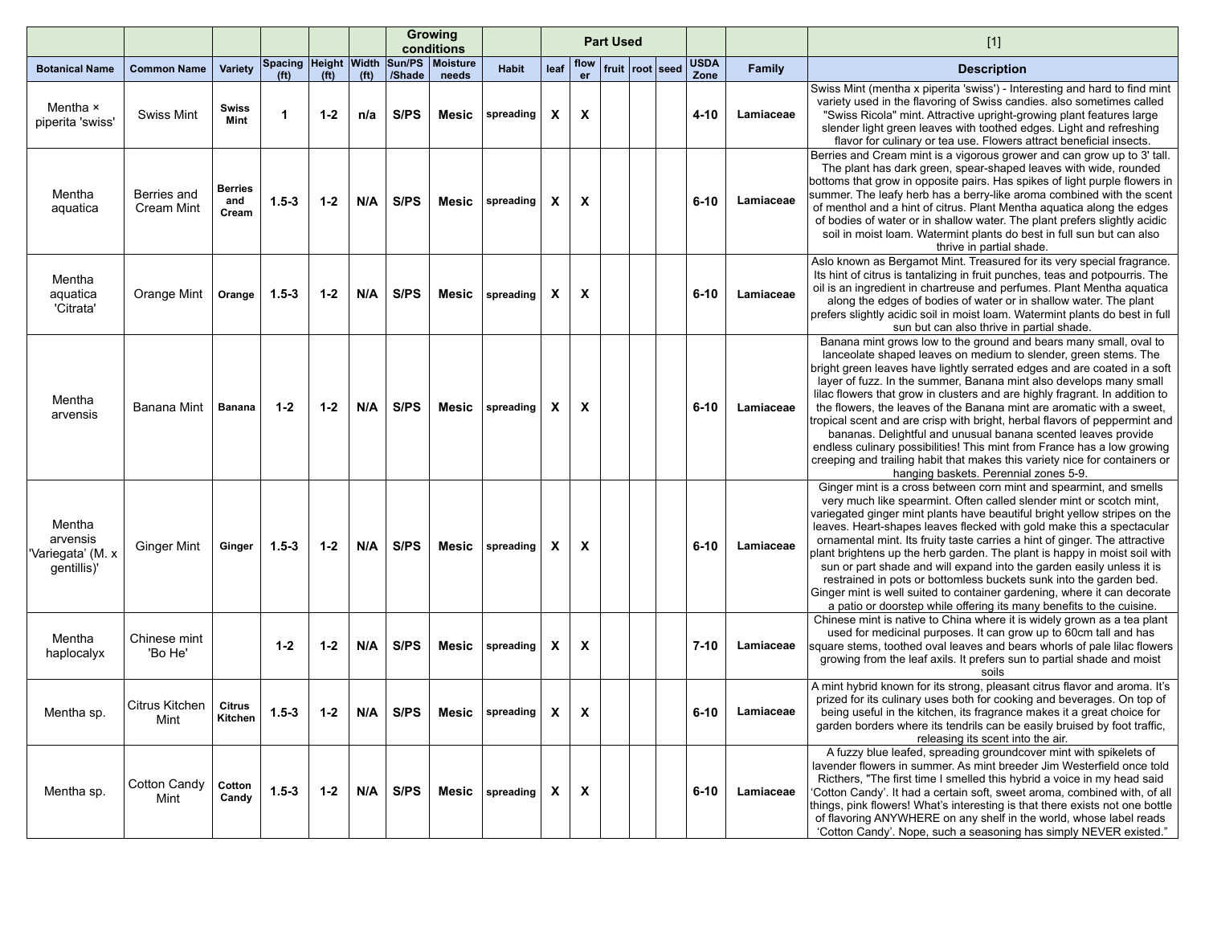| | | | | | | Growing conditions | | | Part Used | | | | | | | [1] |
|---|---|---|---|---|---|---|---|---|---|---|---|---|---|---|---|---|
| Botanical Name | Common Name | Variety | Spacing (ft) | Height (ft) | Width (ft) | Sun/PS /Shade | Moisture needs | Habit | leaf | flower | fruit | root | seed | USDA Zone | Family | Description |
| Mentha × piperita 'swiss' | Swiss Mint | Swiss Mint | 1 | 1-2 | n/a | S/PS | Mesic | spreading | X | X | | | | 4-10 | Lamiaceae | Swiss Mint (mentha x piperita 'swiss') - Interesting and hard to find mint variety used in the flavoring of Swiss candies. also sometimes called "Swiss Ricola" mint. Attractive upright-growing plant features large slender light green leaves with toothed edges. Light and refreshing flavor for culinary or tea use. Flowers attract beneficial insects. |
| Mentha aquatica | Berries and Cream Mint | Berries and Cream | 1.5-3 | 1-2 | N/A | S/PS | Mesic | spreading | X | X | | | | 6-10 | Lamiaceae | Berries and Cream mint is a vigorous grower and can grow up to 3' tall. The plant has dark green, spear-shaped leaves with wide, rounded bottoms that grow in opposite pairs. Has spikes of light purple flowers in summer. The leafy herb has a berry-like aroma combined with the scent of menthol and a hint of citrus. Plant Mentha aquatica along the edges of bodies of water or in shallow water. The plant prefers slightly acidic soil in moist loam. Watermint plants do best in full sun but can also thrive in partial shade. |
| Mentha aquatica 'Citrata' | Orange Mint | Orange | 1.5-3 | 1-2 | N/A | S/PS | Mesic | spreading | X | X | | | | 6-10 | Lamiaceae | Aslo known as Bergamot Mint. Treasured for its very special fragrance. Its hint of citrus is tantalizing in fruit punches, teas and potpourris. The oil is an ingredient in chartreuse and perfumes. Plant Mentha aquatica along the edges of bodies of water or in shallow water. The plant prefers slightly acidic soil in moist loam. Watermint plants do best in full sun but can also thrive in partial shade. |
| Mentha arvensis | Banana Mint | Banana | 1-2 | 1-2 | N/A | S/PS | Mesic | spreading | X | X | | | | 6-10 | Lamiaceae | Banana mint grows low to the ground and bears many small, oval to lanceolate shaped leaves on medium to slender, green stems. The bright green leaves have lightly serrated edges and are coated in a soft layer of fuzz. In the summer, Banana mint also develops many small lilac flowers that grow in clusters and are highly fragrant. In addition to the flowers, the leaves of the Banana mint are aromatic with a sweet, tropical scent and are crisp with bright, herbal flavors of peppermint and bananas. Delightful and unusual banana scented leaves provide endless culinary possibilities! This mint from France has a low growing creeping and trailing habit that makes this variety nice for containers or hanging baskets. Perennial zones 5-9. |
| Mentha arvensis 'Variegata' (M. x gentillis)' | Ginger Mint | Ginger | 1.5-3 | 1-2 | N/A | S/PS | Mesic | spreading | X | X | | | | 6-10 | Lamiaceae | Ginger mint is a cross between corn mint and spearmint, and smells very much like spearmint. Often called slender mint or scotch mint, variegated ginger mint plants have beautiful bright yellow stripes on the leaves. Heart-shapes leaves flecked with gold make this a spectacular ornamental mint. Its fruity taste carries a hint of ginger. The attractive plant brightens up the herb garden. The plant is happy in moist soil with sun or part shade and will expand into the garden easily unless it is restrained in pots or bottomless buckets sunk into the garden bed. Ginger mint is well suited to container gardening, where it can decorate a patio or doorstep while offering its many benefits to the cuisine. |
| Mentha haplocalyx | Chinese mint 'Bo He' | | 1-2 | 1-2 | N/A | S/PS | Mesic | spreading | X | X | | | | 7-10 | Lamiaceae | Chinese mint is native to China where it is widely grown as a tea plant used for medicinal purposes. It can grow up to 60cm tall and has square stems, toothed oval leaves and bears whorls of pale lilac flowers growing from the leaf axils. It prefers sun to partial shade and moist soils |
| Mentha sp. | Citrus Kitchen Mint | Citrus Kitchen | 1.5-3 | 1-2 | N/A | S/PS | Mesic | spreading | X | X | | | | 6-10 | Lamiaceae | A mint hybrid known for its strong, pleasant citrus flavor and aroma. It's prized for its culinary uses both for cooking and beverages. On top of being useful in the kitchen, its fragrance makes it a great choice for garden borders where its tendrils can be easily bruised by foot traffic, releasing its scent into the air. |
| Mentha sp. | Cotton Candy Mint | Cotton Candy | 1.5-3 | 1-2 | N/A | S/PS | Mesic | spreading | X | X | | | | 6-10 | Lamiaceae | A fuzzy blue leafed, spreading groundcover mint with spikelets of lavender flowers in summer. As mint breeder Jim Westerfield once told Ricthers, "The first time I smelled this hybrid a voice in my head said 'Cotton Candy'. It had a certain soft, sweet aroma, combined with, of all things, pink flowers! What's interesting is that there exists not one bottle of flavoring ANYWHERE on any shelf in the world, whose label reads 'Cotton Candy'. Nope, such a seasoning has simply NEVER existed." |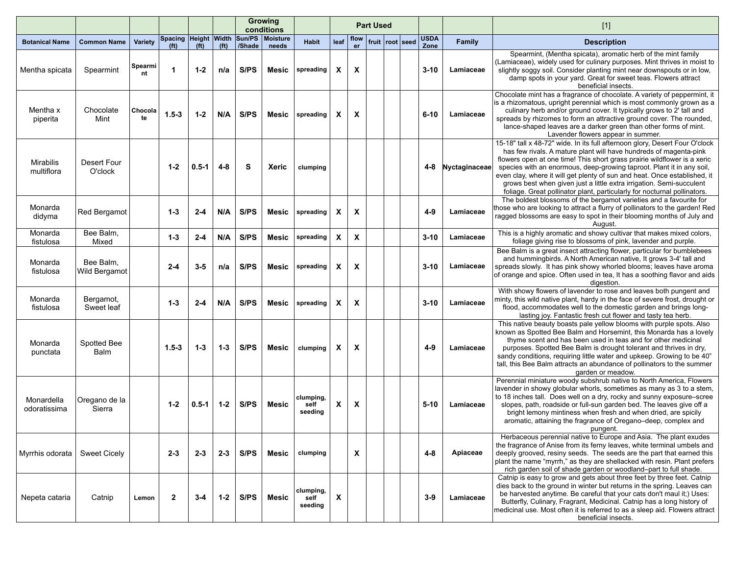| | | | | | | Growing conditions | | | Part Used | | | | | | | [1] |
|---|---|---|---|---|---|---|---|---|---|---|---|---|---|---|---|---|
| **Botanical Name** | **Common Name** | **Variety** | **Spacing (ft)** | **Height (ft)** | **Width (ft)** | **Sun/PS /Shade** | **Moisture needs** | **Habit** | **leaf** | **flower** | **fruit** | **root** | **seed** | **USDA Zone** | **Family** | **Description** |
| Mentha spicata | Spearmint | **Spearmint** | **1** | **1-2** | **n/a** | **S/PS** | **Mesic** | **spreading** | **X** | **X** | | | | **3-10** | **Lamiaceae** | Spearmint, (Mentha spicata), aromatic herb of the mint family (Lamiaceae), widely used for culinary purposes. Mint thrives in moist to slightly soggy soil. Consider planting mint near downspouts or in low, damp spots in your yard. Great for sweet teas. Flowers attract beneficial insects. |
| Mentha x piperita | Chocolate Mint | **Chocolate** | **1.5-3** | **1-2** | **N/A** | **S/PS** | **Mesic** | **spreading** | **X** | **X** | | | | **6-10** | **Lamiaceae** | Chocolate mint has a fragrance of chocolate. A variety of peppermint, it is a rhizomatous, upright perennial which is most commonly grown as a culinary herb and/or ground cover. It typically grows to 2' tall and spreads by rhizomes to form an attractive ground cover. The rounded, lance-shaped leaves are a darker green than other forms of mint. Lavender flowers appear in summer. |
| Mirabilis multiflora | Desert Four O'clock | | **1-2** | **0.5-1** | **4-8** | **S** | **Xeric** | **clumping** | | | | | | **4-8** | **Nyctaginaceae** | 15-18" tall x 48-72" wide. In its full afternoon glory, Desert Four O'clock has few rivals. A mature plant will have hundreds of magenta-pink flowers open at one time! This short grass prairie wildflower is a xeric species with an enormous, deep-growing taproot. Plant it in any soil, even clay, where it will get plenty of sun and heat. Once established, it grows best when given just a little extra irrigation. Semi-succulent foliage. Great pollinator plant, particularly for nocturnal pollinators. |
| Monarda didyma | Red Bergamot | | **1-3** | **2-4** | **N/A** | **S/PS** | **Mesic** | **spreading** | **X** | **X** | | | | **4-9** | **Lamiaceae** | The boldest blossoms of the bergamot varieties and a favourite for those who are looking to attract a flurry of pollinators to the garden! Red ragged blossoms are easy to spot in their blooming months of July and August. |
| Monarda fistulosa | Bee Balm, Mixed | | **1-3** | **2-4** | **N/A** | **S/PS** | **Mesic** | **spreading** | **X** | **X** | | | | **3-10** | **Lamiaceae** | This is a highly aromatic and showy cultivar that makes mixed colors, foliage giving rise to blossoms of pink, lavender and purple. |
| Monarda fistulosa | Bee Balm, Wild Bergamot | | **2-4** | **3-5** | **n/a** | **S/PS** | **Mesic** | **spreading** | **X** | **X** | | | | **3-10** | **Lamiaceae** | Bee Balm is a great insect attracting flower, particular for bumblebees and hummingbirds. A North American native, It grows 3-4' tall and spreads slowly. It has pink showy whorled blooms; leaves have aroma of orange and spice. Often used in tea, It has a soothing flavor and aids digestion. |
| Monarda fistulosa | Bergamot, Sweet leaf | | **1-3** | **2-4** | **N/A** | **S/PS** | **Mesic** | **spreading** | **X** | **X** | | | | **3-10** | **Lamiaceae** | With showy flowers of lavender to rose and leaves both pungent and minty, this wild native plant, hardy in the face of severe frost, drought or flood, accommodates well to the domestic garden and brings long-lasting joy. Fantastic fresh cut flower and tasty tea herb. |
| Monarda punctata | Spotted Bee Balm | | **1.5-3** | **1-3** | **1-3** | **S/PS** | **Mesic** | **clumping** | **X** | **X** | | | | **4-9** | **Lamiaceae** | This native beauty boasts pale yellow blooms with purple spots. Also known as Spotted Bee Balm and Horsemint, this Monarda has a lovely thyme scent and has been used in teas and for other medicinal purposes. Spotted Bee Balm is drought tolerant and thrives in dry, sandy conditions, requiring little water and upkeep. Growing to be 40" tall, this Bee Balm attracts an abundance of pollinators to the summer garden or meadow. |
| Monardella odoratissima | Oregano de la Sierra | | **1-2** | **0.5-1** | **1-2** | **S/PS** | **Mesic** | **clumping, self seeding** | **X** | **X** | | | | **5-10** | **Lamiaceae** | Perennial miniature woody subshrub native to North America, Flowers lavender in showy globular whorls, sometimes as many as 3 to a stem, to 18 inches tall. Does well on a dry, rocky and sunny exposure–scree slopes, path, roadside or full-sun garden bed. The leaves give off a bright lemony mintiness when fresh and when dried, are spicily aromatic, attaining the fragrance of Oregano–deep, complex and pungent. |
| Myrrhis odorata | Sweet Cicely | | **2-3** | **2-3** | **2-3** | **S/PS** | **Mesic** | **clumping** | | **X** | | | | **4-8** | **Apiaceae** | Herbaceous perennial native to Europe and Asia. The plant exudes the fragrance of Anise from its ferny leaves, white terminal umbels and deeply grooved, resiny seeds. The seeds are the part that earned this plant the name "myrrh," as they are shellacked with resin. Plant prefers rich garden soil of shade garden or woodland–part to full shade. |
| Nepeta cataria | Catnip | **Lemon** | **2** | **3-4** | **1-2** | **S/PS** | **Mesic** | **clumping, self seeding** | **X** | | | | | **3-9** | **Lamiaceae** | Catnip is easy to grow and gets about three feet by three feet. Catnip dies back to the ground in winter but returns in the spring. Leaves can be harvested anytime. Be careful that your cats don't maul it;) Uses: Butterfly, Culinary, Fragrant, Medicinal. Catnip has a long history of medicinal use. Most often it is referred to as a sleep aid. Flowers attract beneficial insects. |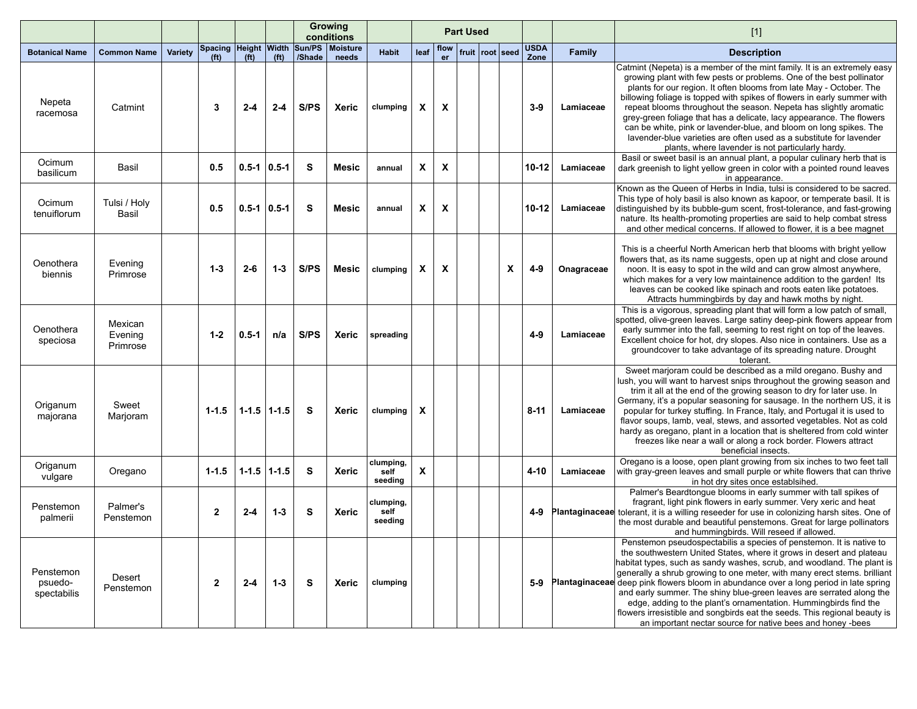| | | | | | | Growing conditions | | | Part Used | | | | | | | [1] |
|---|---|---|---|---|---|---|---|---|---|---|---|---|---|---|---|---|
| **Botanical Name** | **Common Name** | **Variety** | **Spacing (ft)** | **Height (ft)** | **Width (ft)** | **Sun/PS /Shade** | **Moisture needs** | **Habit** | **leaf** | **flower** | **fruit** | **root** | **seed** | **USDA Zone** | **Family** | **Description** |
| Nepeta racemosa | Catmint | | **3** | **2-4** | **2-4** | **S/PS** | **Xeric** | **clumping** | **X** | **X** | | | | **3-9** | **Lamiaceae** | Catmint (Nepeta) is a member of the mint family. It is an extremely easy growing plant with few pests or problems. One of the best pollinator plants for our region. It often blooms from late May - October. The billowing foliage is topped with spikes of flowers in early summer with repeat blooms throughout the season. Nepeta has slightly aromatic grey-green foliage that has a delicate, lacy appearance. The flowers can be white, pink or lavender-blue, and bloom on long spikes. The lavender-blue varieties are often used as a substitute for lavender plants, where lavender is not particularly hardy. |
| Ocimum basilicum | Basil | | **0.5** | **0.5-1** | **0.5-1** | **S** | **Mesic** | **annual** | **X** | **X** | | | | **10-12** | **Lamiaceae** | Basil or sweet basil is an annual plant, a popular culinary herb that is dark greenish to light yellow green in color with a pointed round leaves in appearance. |
| Ocimum tenuiflorum | Tulsi / Holy Basil | | **0.5** | **0.5-1** | **0.5-1** | **S** | **Mesic** | **annual** | **X** | **X** | | | | **10-12** | **Lamiaceae** | Known as the Queen of Herbs in India, tulsi is considered to be sacred. This type of holy basil is also known as kapoor, or temperate basil. It is distinguished by its bubble-gum scent, frost-tolerance, and fast-growing nature. Its health-promoting properties are said to help combat stress and other medical concerns. If allowed to flower, it is a bee magnet |
| Oenothera biennis | Evening Primrose | | **1-3** | **2-6** | **1-3** | **S/PS** | **Mesic** | **clumping** | **X** | **X** | | | **X** | **4-9** | **Onagraceae** | This is a cheerful North American herb that blooms with bright yellow flowers that, as its name suggests, open up at night and close around noon. It is easy to spot in the wild and can grow almost anywhere, which makes for a very low maintainence addition to the garden! Its leaves can be cooked like spinach and roots eaten like potatoes. Attracts hummingbirds by day and hawk moths by night. |
| Oenothera speciosa | Mexican Evening Primrose | | **1-2** | **0.5-1** | **n/a** | **S/PS** | **Xeric** | **spreading** | | | | | | **4-9** | **Lamiaceae** | This is a vigorous, spreading plant that will form a low patch of small, spotted, olive-green leaves. Large satiny deep-pink flowers appear from early summer into the fall, seeming to rest right on top of the leaves. Excellent choice for hot, dry slopes. Also nice in containers. Use as a groundcover to take advantage of its spreading nature. Drought tolerant. |
| Origanum majorana | Sweet Marjoram | | **1-1.5** | **1-1.5** | **1-1.5** | **S** | **Xeric** | **clumping** | **X** | | | | | **8-11** | **Lamiaceae** | Sweet marjoram could be described as a mild oregano. Bushy and lush, you will want to harvest snips throughout the growing season and trim it all at the end of the growing season to dry for later use. In Germany, it's a popular seasoning for sausage. In the northern US, it is popular for turkey stuffing. In France, Italy, and Portugal it is used to flavor soups, lamb, veal, stews, and assorted vegetables. Not as cold hardy as oregano, plant in a location that is sheltered from cold winter freezes like near a wall or along a rock border. Flowers attract beneficial insects. |
| Origanum vulgare | Oregano | | **1-1.5** | **1-1.5** | **1-1.5** | **S** | **Xeric** | **clumping, self seeding** | **X** | | | | | **4-10** | **Lamiaceae** | Oregano is a loose, open plant growing from six inches to two feet tall with gray-green leaves and small purple or white flowers that can thrive in hot dry sites once establsihed. |
| Penstemon palmerii | Palmer's Penstemon | | **2** | **2-4** | **1-3** | **S** | **Xeric** | **clumping, self seeding** | | | | | | **4-9** | **Plantaginaceae** | Palmer's Beardtongue blooms in early summer with tall spikes of fragrant, light pink flowers in early summer. Very xeric and heat tolerant, it is a willing reseeder for use in colonizing harsh sites. One of the most durable and beautiful penstemons. Great for large pollinators and hummingbirds. Will reseed if allowed. |
| Penstemon psuedo-spectabilis | Desert Penstemon | | **2** | **2-4** | **1-3** | **S** | **Xeric** | **clumping** | | | | | | **5-9** | **Plantaginaceae** | Penstemon pseudospectabilis a species of penstemon. It is native to the southwestern United States, where it grows in desert and plateau habitat types, such as sandy washes, scrub, and woodland. The plant is generally a shrub growing to one meter, with many erect stems. brilliant deep pink flowers bloom in abundance over a long period in late spring and early summer. The shiny blue-green leaves are serrated along the edge, adding to the plant's ornamentation. Hummingbirds find the flowers irresistible and songbirds eat the seeds. This regional beauty is an important nectar source for native bees and honey -bees |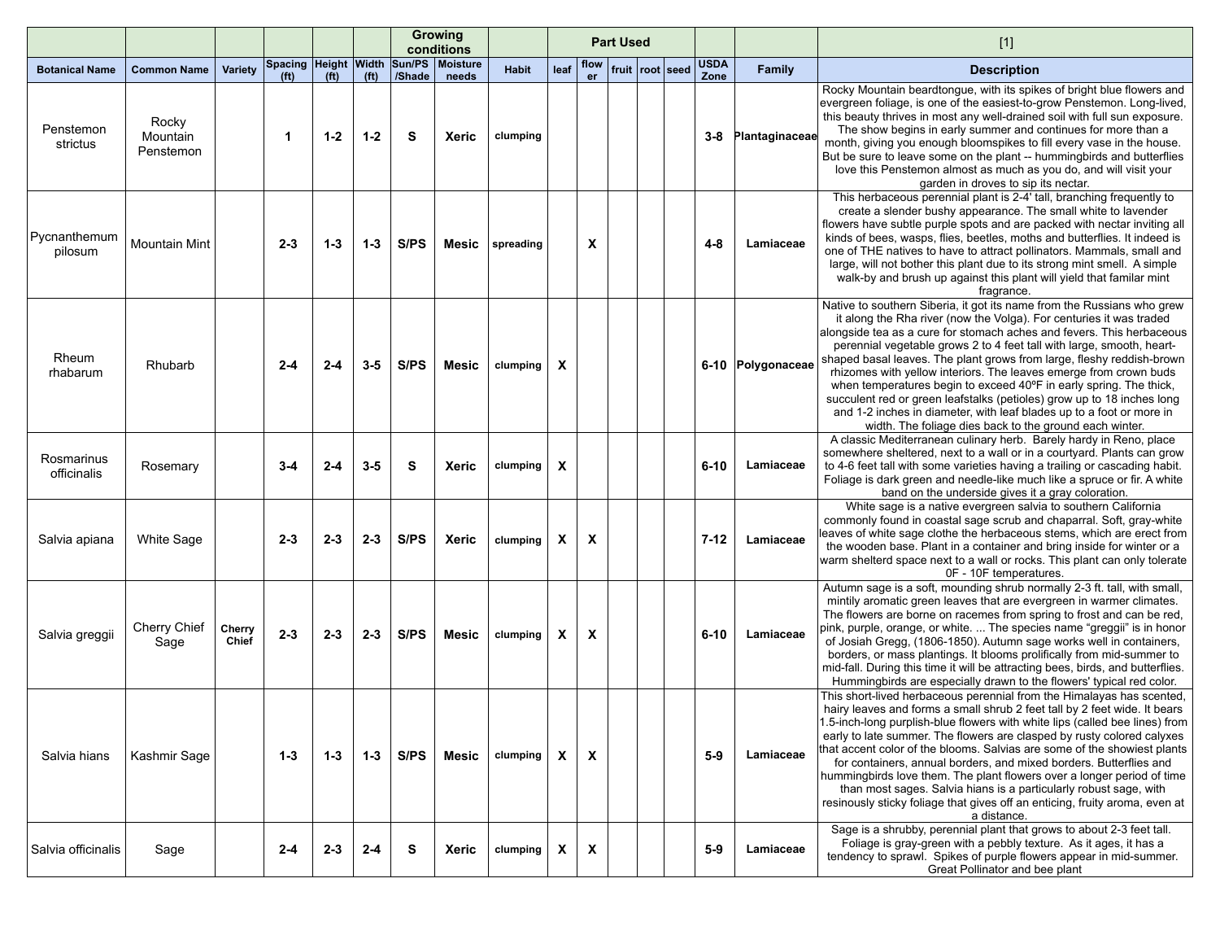| | | | | | | Growing conditions | | | Part Used | | | | | | | [1] |
|---|---|---|---|---|---|---|---|---|---|---|---|---|---|---|---|---|
| Botanical Name | Common Name | Variety | Spacing (ft) | Height (ft) | Width (ft) | Sun/PS /Shade | Moisture needs | Habit | leaf | flower | fruit | root | seed | USDA Zone | Family | Description |
| Penstemon strictus | Rocky Mountain Penstemon | | 1 | 1-2 | 1-2 | S | Xeric | clumping | | | | | | 3-8 | Plantaginaceae | Rocky Mountain beardtongue, with its spikes of bright blue flowers and evergreen foliage, is one of the easiest-to-grow Penstemon. Long-lived, this beauty thrives in most any well-drained soil with full sun exposure. The show begins in early summer and continues for more than a month, giving you enough bloomspikes to fill every vase in the house. But be sure to leave some on the plant -- hummingbirds and butterflies love this Penstemon almost as much as you do, and will visit your garden in droves to sip its nectar. |
| Pycnanthemum pilosum | Mountain Mint | | 2-3 | 1-3 | 1-3 | S/PS | Mesic | spreading | | X | | | | 4-8 | Lamiaceae | This herbaceous perennial plant is 2-4' tall, branching frequently to create a slender bushy appearance. The small white to lavender flowers have subtle purple spots and are packed with nectar inviting all kinds of bees, wasps, flies, beetles, moths and butterflies. It indeed is one of THE natives to have to attract pollinators. Mammals, small and large, will not bother this plant due to its strong mint smell. A simple walk-by and brush up against this plant will yield that familar mint fragrance. |
| Rheum rhabarum | Rhubarb | | 2-4 | 2-4 | 3-5 | S/PS | Mesic | clumping | X | | | | | 6-10 | Polygonaceae | Native to southern Siberia, it got its name from the Russians who grew it along the Rha river (now the Volga). For centuries it was traded alongside tea as a cure for stomach aches and fevers. This herbaceous perennial vegetable grows 2 to 4 feet tall with large, smooth, heart-shaped basal leaves. The plant grows from large, fleshy reddish-brown rhizomes with yellow interiors. The leaves emerge from crown buds when temperatures begin to exceed 40ºF in early spring. The thick, succulent red or green leafstalks (petioles) grow up to 18 inches long and 1-2 inches in diameter, with leaf blades up to a foot or more in width. The foliage dies back to the ground each winter. |
| Rosmarinus officinalis | Rosemary | | 3-4 | 2-4 | 3-5 | S | Xeric | clumping | X | | | | | 6-10 | Lamiaceae | A classic Mediterranean culinary herb. Barely hardy in Reno, place somewhere sheltered, next to a wall or in a courtyard. Plants can grow to 4-6 feet tall with some varieties having a trailing or cascading habit. Foliage is dark green and needle-like much like a spruce or fir. A white band on the underside gives it a gray coloration. |
| Salvia apiana | White Sage | | 2-3 | 2-3 | 2-3 | S/PS | Xeric | clumping | X | X | | | | 7-12 | Lamiaceae | White sage is a native evergreen salvia to southern California commonly found in coastal sage scrub and chaparral. Soft, gray-white leaves of white sage clothe the herbaceous stems, which are erect from the wooden base. Plant in a container and bring inside for winter or a warm shelterd space next to a wall or rocks. This plant can only tolerate 0F - 10F temperatures. |
| Salvia greggii | Cherry Chief Sage | Cherry Chief | 2-3 | 2-3 | 2-3 | S/PS | Mesic | clumping | X | X | | | | 6-10 | Lamiaceae | Autumn sage is a soft, mounding shrub normally 2-3 ft. tall, with small, mintily aromatic green leaves that are evergreen in warmer climates. The flowers are borne on racemes from spring to frost and can be red, pink, purple, orange, or white. ... The species name "greggii" is in honor of Josiah Gregg, (1806-1850). Autumn sage works well in containers, borders, or mass plantings. It blooms prolifically from mid-summer to mid-fall. During this time it will be attracting bees, birds, and butterflies. Hummingbirds are especially drawn to the flowers' typical red color. |
| Salvia hians | Kashmir Sage | | 1-3 | 1-3 | 1-3 | S/PS | Mesic | clumping | X | X | | | | 5-9 | Lamiaceae | This short-lived herbaceous perennial from the Himalayas has scented, hairy leaves and forms a small shrub 2 feet tall by 2 feet wide. It bears 1.5-inch-long purplish-blue flowers with white lips (called bee lines) from early to late summer. The flowers are clasped by rusty colored calyxes that accent color of the blooms. Salvias are some of the showiest plants for containers, annual borders, and mixed borders. Butterflies and hummingbirds love them. The plant flowers over a longer period of time than most sages. Salvia hians is a particularly robust sage, with resinously sticky foliage that gives off an enticing, fruity aroma, even at a distance. |
| Salvia officinalis | Sage | | 2-4 | 2-3 | 2-4 | S | Xeric | clumping | X | X | | | | 5-9 | Lamiaceae | Sage is a shrubby, perennial plant that grows to about 2-3 feet tall. Foliage is gray-green with a pebbly texture. As it ages, it has a tendency to sprawl. Spikes of purple flowers appear in mid-summer. Great Pollinator and bee plant |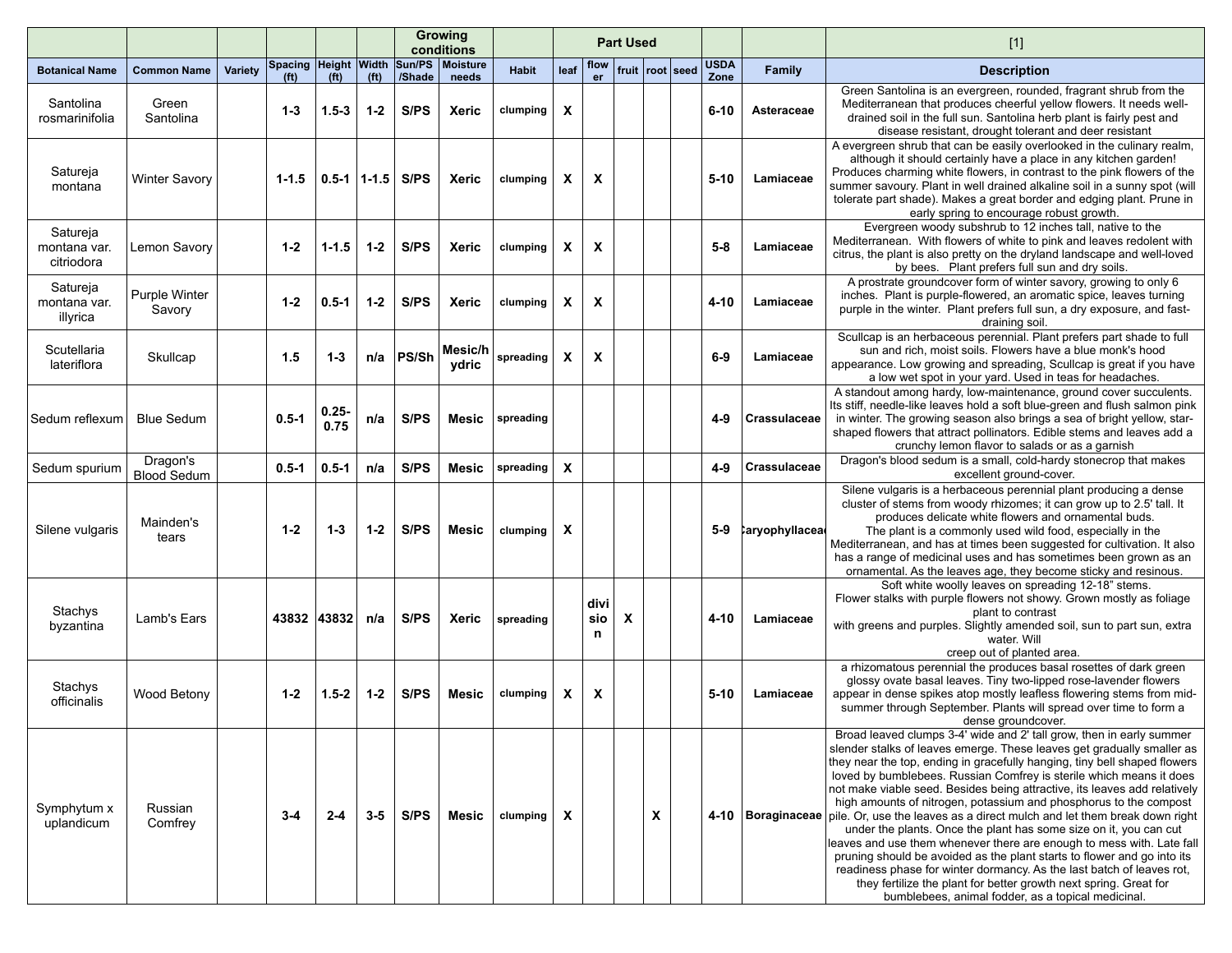| | | | | | | Growing conditions | | | Part Used | | | | | | | [1] |
|---|---|---|---|---|---|---|---|---|---|---|---|---|---|---|---|---|
| Botanical Name | Common Name | Variety | Spacing (ft) | Height (ft) | Width (ft) | Sun/PS /Shade | Moisture needs | Habit | leaf | flower | fruit | root | seed | USDA Zone | Family | Description |
| Santolina rosmarinifolia | Green Santolina | | 1-3 | 1.5-3 | 1-2 | S/PS | Xeric | clumping | X | | | | | 6-10 | Asteraceae | Green Santolina is an evergreen, rounded, fragrant shrub from the Mediterranean that produces cheerful yellow flowers. It needs well-drained soil in the full sun. Santolina herb plant is fairly pest and disease resistant, drought tolerant and deer resistant |
| Satureja montana | Winter Savory | | 1-1.5 | 0.5-1 | 1-1.5 | S/PS | Xeric | clumping | X | X | | | | 5-10 | Lamiaceae | A evergreen shrub that can be easily overlooked in the culinary realm, although it should certainly have a place in any kitchen garden! Produces charming white flowers, in contrast to the pink flowers of the summer savoury. Plant in well drained alkaline soil in a sunny spot (will tolerate part shade). Makes a great border and edging plant. Prune in early spring to encourage robust growth. |
| Satureja montana var. citriodora | Lemon Savory | | 1-2 | 1-1.5 | 1-2 | S/PS | Xeric | clumping | X | X | | | | 5-8 | Lamiaceae | Evergreen woody subshrub to 12 inches tall, native to the Mediterranean. With flowers of white to pink and leaves redolent with citrus, the plant is also pretty on the dryland landscape and well-loved by bees. Plant prefers full sun and dry soils. |
| Satureja montana var. illyrica | Purple Winter Savory | | 1-2 | 0.5-1 | 1-2 | S/PS | Xeric | clumping | X | X | | | | 4-10 | Lamiaceae | A prostrate groundcover form of winter savory, growing to only 6 inches. Plant is purple-flowered, an aromatic spice, leaves turning purple in the winter. Plant prefers full sun, a dry exposure, and fast-draining soil. |
| Scutellaria lateriflora | Skullcap | | 1.5 | 1-3 | n/a | PS/Sh | Mesic/hydric | spreading | X | X | | | | 6-9 | Lamiaceae | Scullcap is an herbaceous perennial. Plant prefers part shade to full sun and rich, moist soils. Flowers have a blue monk's hood appearance. Low growing and spreading, Scullcap is great if you have a low wet spot in your yard. Used in teas for headaches. |
| Sedum reflexum | Blue Sedum | | 0.5-1 | 0.25-0.75 | n/a | S/PS | Mesic | spreading | | | | | | 4-9 | Crassulaceae | A standout among hardy, low-maintenance, ground cover succulents. Its stiff, needle-like leaves hold a soft blue-green and flush salmon pink in winter. The growing season also brings a sea of bright yellow, star-shaped flowers that attract pollinators. Edible stems and leaves add a crunchy lemon flavor to salads or as a garnish |
| Sedum spurium | Dragon's Blood Sedum | | 0.5-1 | 0.5-1 | n/a | S/PS | Mesic | spreading | X | | | | | 4-9 | Crassulaceae | Dragon's blood sedum is a small, cold-hardy stonecrop that makes excellent ground-cover. |
| Silene vulgaris | Mainden's tears | | 1-2 | 1-3 | 1-2 | S/PS | Mesic | clumping | X | | | | | 5-9 | Caryophyllaceae | Silene vulgaris is a herbaceous perennial plant producing a dense cluster of stems from woody rhizomes; it can grow up to 2.5' tall. It produces delicate white flowers and ornamental buds. The plant is a commonly used wild food, especially in the Mediterranean, and has at times been suggested for cultivation. It also has a range of medicinal uses and has sometimes been grown as an ornamental. As the leaves age, they become sticky and resinous. |
| Stachys byzantina | Lamb's Ears | | 43832 | 43832 | n/a | S/PS | Xeric | spreading | | division | X | | | 4-10 | Lamiaceae | Soft white woolly leaves on spreading 12-18" stems. Flower stalks with purple flowers not showy. Grown mostly as foliage plant to contrast with greens and purples. Slightly amended soil, sun to part sun, extra water. Will creep out of planted area. |
| Stachys officinalis | Wood Betony | | 1-2 | 1.5-2 | 1-2 | S/PS | Mesic | clumping | X | X | | | | 5-10 | Lamiaceae | a rhizomatous perennial the produces basal rosettes of dark green glossy ovate basal leaves. Tiny two-lipped rose-lavender flowers appear in dense spikes atop mostly leafless flowering stems from mid-summer through September. Plants will spread over time to form a dense groundcover. |
| Symphytum x uplandicum | Russian Comfrey | | 3-4 | 2-4 | 3-5 | S/PS | Mesic | clumping | X | | | X | | 4-10 | Boraginaceae | Broad leaved clumps 3-4' wide and 2' tall grow, then in early summer slender stalks of leaves emerge. These leaves get gradually smaller as they near the top, ending in gracefully hanging, tiny bell shaped flowers loved by bumblebees. Russian Comfrey is sterile which means it does not make viable seed. Besides being attractive, its leaves add relatively high amounts of nitrogen, potassium and phosphorus to the compost pile. Or, use the leaves as a direct mulch and let them break down right under the plants. Once the plant has some size on it, you can cut leaves and use them whenever there are enough to mess with. Late fall pruning should be avoided as the plant starts to flower and go into its readiness phase for winter dormancy. As the last batch of leaves rot, they fertilize the plant for better growth next spring. Great for bumblebees, animal fodder, as a topical medicinal. |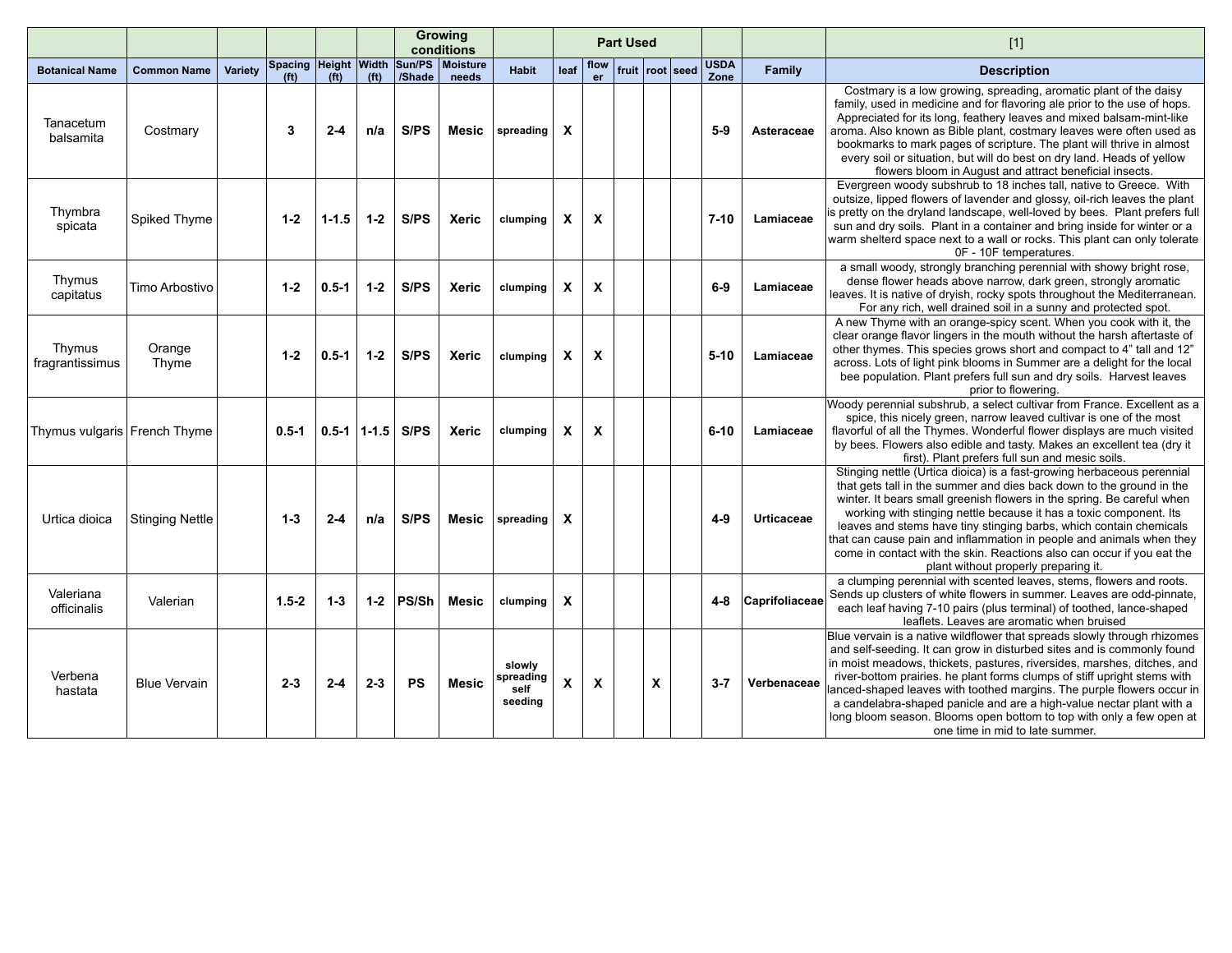| | | | | | | Growing conditions | | | Part Used | | | | | | | [1] |
|---|---|---|---|---|---|---|---|---|---|---|---|---|---|---|---|---|
| **Botanical Name** | **Common Name** | **Variety** | **Spacing (ft)** | **Height (ft)** | **Width (ft)** | **Sun/PS /Shade** | **Moisture needs** | **Habit** | **leaf** | **flower** | **fruit** | **root** | **seed** | **USDA Zone** | **Family** | **Description** |
| Tanacetum balsamita | Costmary | | **3** | **2-4** | **n/a** | **S/PS** | **Mesic** | **spreading** | **X** | | | | | **5-9** | **Asteraceae** | Costmary is a low growing, spreading, aromatic plant of the daisy family, used in medicine and for flavoring ale prior to the use of hops. Appreciated for its long, feathery leaves and mixed balsam-mint-like aroma. Also known as Bible plant, costmary leaves were often used as bookmarks to mark pages of scripture. The plant will thrive in almost every soil or situation, but will do best on dry land. Heads of yellow flowers bloom in August and attract beneficial insects. |
| Thymbra spicata | Spiked Thyme | | **1-2** | **1-1.5** | **1-2** | **S/PS** | **Xeric** | **clumping** | **X** | **X** | | | | **7-10** | **Lamiaceae** | Evergreen woody subshrub to 18 inches tall, native to Greece. With outsize, lipped flowers of lavender and glossy, oil-rich leaves the plant is pretty on the dryland landscape, well-loved by bees. Plant prefers full sun and dry soils. Plant in a container and bring inside for winter or a warm shelterd space next to a wall or rocks. This plant can only tolerate 0F - 10F temperatures. |
| Thymus capitatus | Timo Arbostivo | | **1-2** | **0.5-1** | **1-2** | **S/PS** | **Xeric** | **clumping** | **X** | **X** | | | | **6-9** | **Lamiaceae** | a small woody, strongly branching perennial with showy bright rose, dense flower heads above narrow, dark green, strongly aromatic leaves. It is native of dryish, rocky spots throughout the Mediterranean. For any rich, well drained soil in a sunny and protected spot. |
| Thymus fragrantissimus | Orange Thyme | | **1-2** | **0.5-1** | **1-2** | **S/PS** | **Xeric** | **clumping** | **X** | **X** | | | | **5-10** | **Lamiaceae** | A new Thyme with an orange-spicy scent. When you cook with it, the clear orange flavor lingers in the mouth without the harsh aftertaste of other thymes. This species grows short and compact to 4" tall and 12" across. Lots of light pink blooms in Summer are a delight for the local bee population. Plant prefers full sun and dry soils. Harvest leaves prior to flowering. |
| Thymus vulgaris | French Thyme | | **0.5-1** | **0.5-1** | **1-1.5** | **S/PS** | **Xeric** | **clumping** | **X** | **X** | | | | **6-10** | **Lamiaceae** | Woody perennial subshrub, a select cultivar from France. Excellent as a spice, this nicely green, narrow leaved cultivar is one of the most flavorful of all the Thymes. Wonderful flower displays are much visited by bees. Flowers also edible and tasty. Makes an excellent tea (dry it first). Plant prefers full sun and mesic soils. |
| Urtica dioica | Stinging Nettle | | **1-3** | **2-4** | **n/a** | **S/PS** | **Mesic** | **spreading** | **X** | | | | | **4-9** | **Urticaceae** | Stinging nettle (Urtica dioica) is a fast-growing herbaceous perennial that gets tall in the summer and dies back down to the ground in the winter. It bears small greenish flowers in the spring. Be careful when working with stinging nettle because it has a toxic component. Its leaves and stems have tiny stinging barbs, which contain chemicals that can cause pain and inflammation in people and animals when they come in contact with the skin. Reactions also can occur if you eat the plant without properly preparing it. |
| Valeriana officinalis | Valerian | | **1.5-2** | **1-3** | **1-2** | **PS/Sh** | **Mesic** | **clumping** | **X** | | | | | **4-8** | **Caprifoliaceae** | a clumping perennial with scented leaves, stems, flowers and roots. Sends up clusters of white flowers in summer. Leaves are odd-pinnate, each leaf having 7-10 pairs (plus terminal) of toothed, lance-shaped leaflets. Leaves are aromatic when bruised |
| Verbena hastata | Blue Vervain | | **2-3** | **2-4** | **2-3** | **PS** | **Mesic** | **slowly spreading self seeding** | **X** | **X** | | **X** | | **3-7** | **Verbenaceae** | Blue vervain is a native wildflower that spreads slowly through rhizomes and self-seeding. It can grow in disturbed sites and is commonly found in moist meadows, thickets, pastures, riversides, marshes, ditches, and river-bottom prairies. he plant forms clumps of stiff upright stems with lanced-shaped leaves with toothed margins. The purple flowers occur in a candelabra-shaped panicle and are a high-value nectar plant with a long bloom season. Blooms open bottom to top with only a few open at one time in mid to late summer. |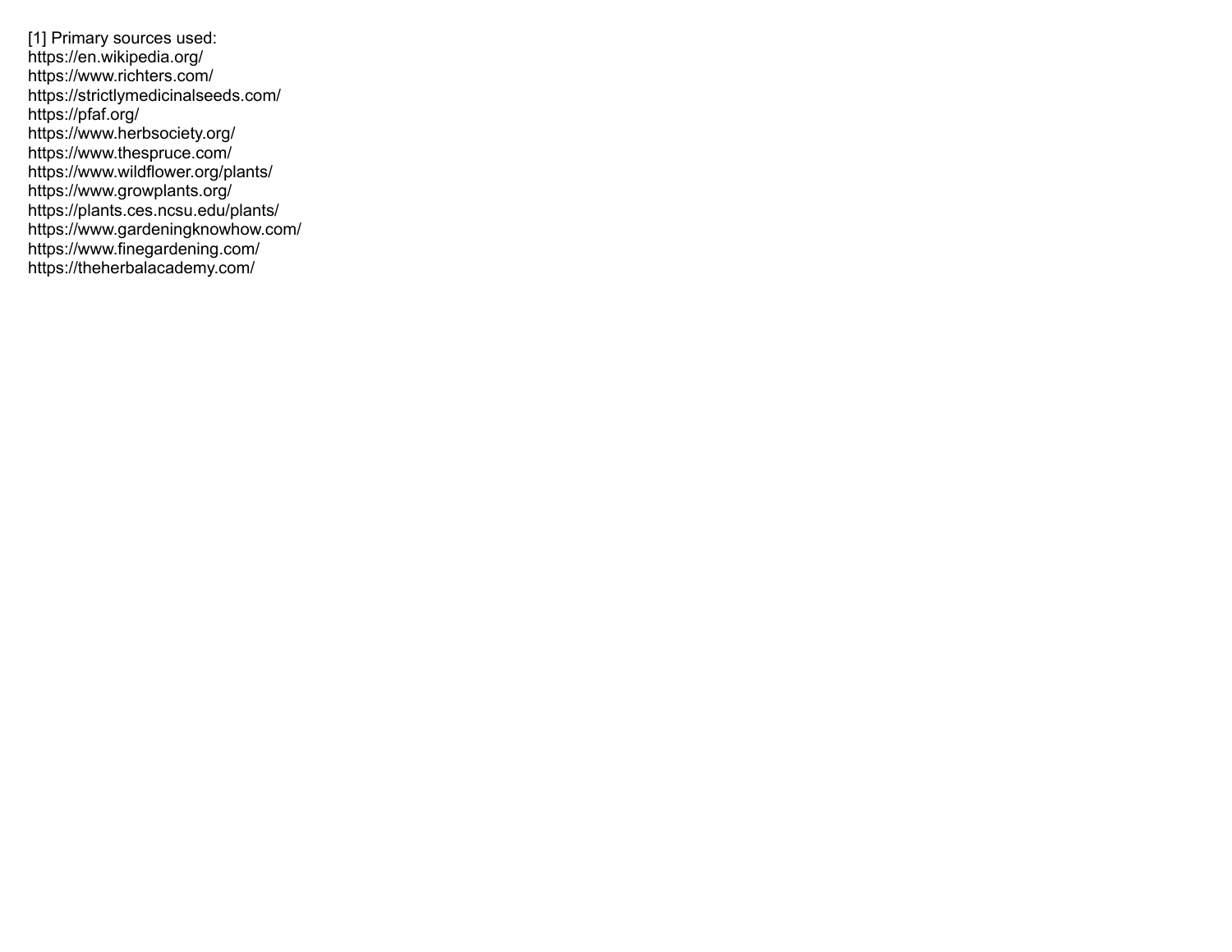[1] Primary sources used:
https://en.wikipedia.org/
https://www.richters.com/
https://strictlymedicinalseeds.com/
https://pfaf.org/
https://www.herbsociety.org/
https://www.thespruce.com/
https://www.wildflower.org/plants/
https://www.growplants.org/
https://plants.ces.ncsu.edu/plants/
https://www.gardeningknowhow.com/
https://www.finegardening.com/
https://theherbalacademy.com/